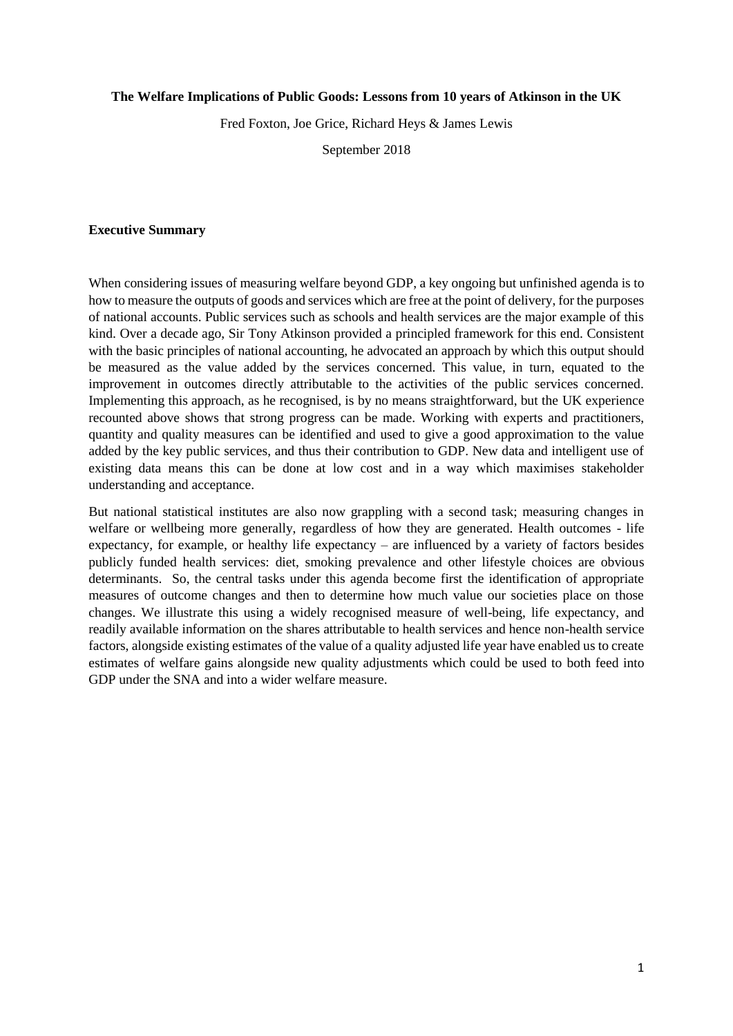# The Welfare Implications of Public Goods: Lessons from 10 years of Atkinson in the UK

Fred Foxton, Joe Grice, Richard Heys & James Lewis

September 2018

## Executive Summary

When considering issues of measuring welfare beyond GDP, a key ongoing but unfinished agenda is to how to measure the outputs of goods and services which are free at the point of delivery, for the purposes of national accounts. Public services such as schools and health services are the major example of this kind. Over a decade ago, Sir Tony Atkinson provided a principled framework for this end. Consistent with the basic principles of national accounting, he advocated an approach by which this output should be measured as the value added by the services concerned. This value, in turn, equated to the improvement in outcomes directly attributable to the activities of the public services concerned. Implementing this approach, as he recognised, is by no means straightforward, but the UK experience recounted above shows that strong progress can be made. Working with experts and practitioners, quantity and quality measures can be identified and used to give a good approximation to the value added by the key public services, and thus their contribution to GDP. New data and intelligent use of existing data means this can be done at low cost and in a way which maximises stakeholder understanding and acceptance.

But national statistical institutes are also now grappling with a second task; measuring changes in welfare or wellbeing more generally, regardless of how they are generated. Health outcomes - life expectancy, for example, or healthy life expectancy – are influenced by a variety of factors besides publicly funded health services: diet, smoking prevalence and other lifestyle choices are obvious determinants. So, the central tasks under this agenda become first the identification of appropriate measures of outcome changes and then to determine how much value our societies place on those changes. We illustrate this using a widely recognised measure of well-being, life expectancy, and readily available information on the shares attributable to health services and hence non-health service factors, alongside existing estimates of the value of a quality adjusted life year have enabled us to create estimates of welfare gains alongside new quality adjustments which could be used to both feed into GDP under the SNA and into a wider welfare measure.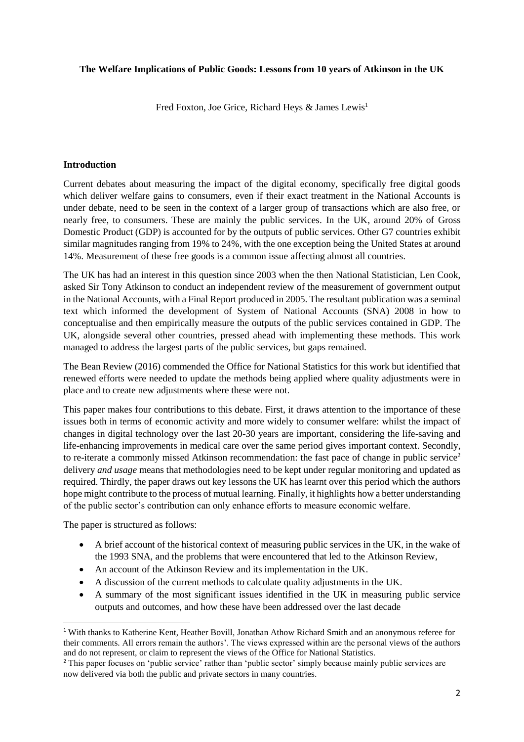**The Welfare Implications of Public Goods: Lessons from 10 years of Atkinson in the UK**

Fred Foxton, Joe Grice, Richard Heys & James Lewis[1]

## Introduction

Current debates about measuring the impact of the digital economy, specifically free digital goods which deliver welfare gains to consumers, even if their exact treatment in the National Accounts is under debate, need to be seen in the context of a larger group of transactions which are also free, or nearly free, to consumers. These are mainly the public services. In the UK, around 20% of Gross Domestic Product (GDP) is accounted for by the outputs of public services. Other G7 countries exhibit similar magnitudes ranging from 19% to 24%, with the one exception being the United States at around 14%. Measurement of these free goods is a common issue affecting almost all countries.

The UK has had an interest in this question since 2003 when the then National Statistician, Len Cook, asked Sir Tony Atkinson to conduct an independent review of the measurement of government output in the National Accounts, with a Final Report produced in 2005. The resultant publication was a seminal text which informed the development of System of National Accounts (SNA) 2008 in how to conceptualise and then empirically measure the outputs of the public services contained in GDP. The UK, alongside several other countries, pressed ahead with implementing these methods. This work managed to address the largest parts of the public services, but gaps remained.

The Bean Review (2016) commended the Office for National Statistics for this work but identified that renewed efforts were needed to update the methods being applied where quality adjustments were in place and to create new adjustments where these were not.

This paper makes four contributions to this debate. First, it draws attention to the importance of these issues both in terms of economic activity and more widely to consumer welfare: whilst the impact of changes in digital technology over the last 20-30 years are important, considering the life-saving and life-enhancing improvements in medical care over the same period gives important context. Secondly, to re-iterate a commonly missed Atkinson recommendation: the fast pace of change in public service[2] delivery *and usage* means that methodologies need to be kept under regular monitoring and updated as required. Thirdly, the paper draws out key lessons the UK has learnt over this period which the authors hope might contribute to the process of mutual learning. Finally, it highlights how a better understanding of the public sector's contribution can only enhance efforts to measure economic welfare.

The paper is structured as follows:

- A brief account of the historical context of measuring public services in the UK, in the wake of the 1993 SNA, and the problems that were encountered that led to the Atkinson Review,
- An account of the Atkinson Review and its implementation in the UK.
- A discussion of the current methods to calculate quality adjustments in the UK.
- A summary of the most significant issues identified in the UK in measuring public service outputs and outcomes, and how these have been addressed over the last decade

---

[1] With thanks to Katherine Kent, Heather Bovill, Jonathan Athow Richard Smith and an anonymous referee for their comments. All errors remain the authors'. The views expressed within are the personal views of the authors and do not represent, or claim to represent the views of the Office for National Statistics.

[2] This paper focuses on 'public service' rather than 'public sector' simply because mainly public services are now delivered via both the public and private sectors in many countries.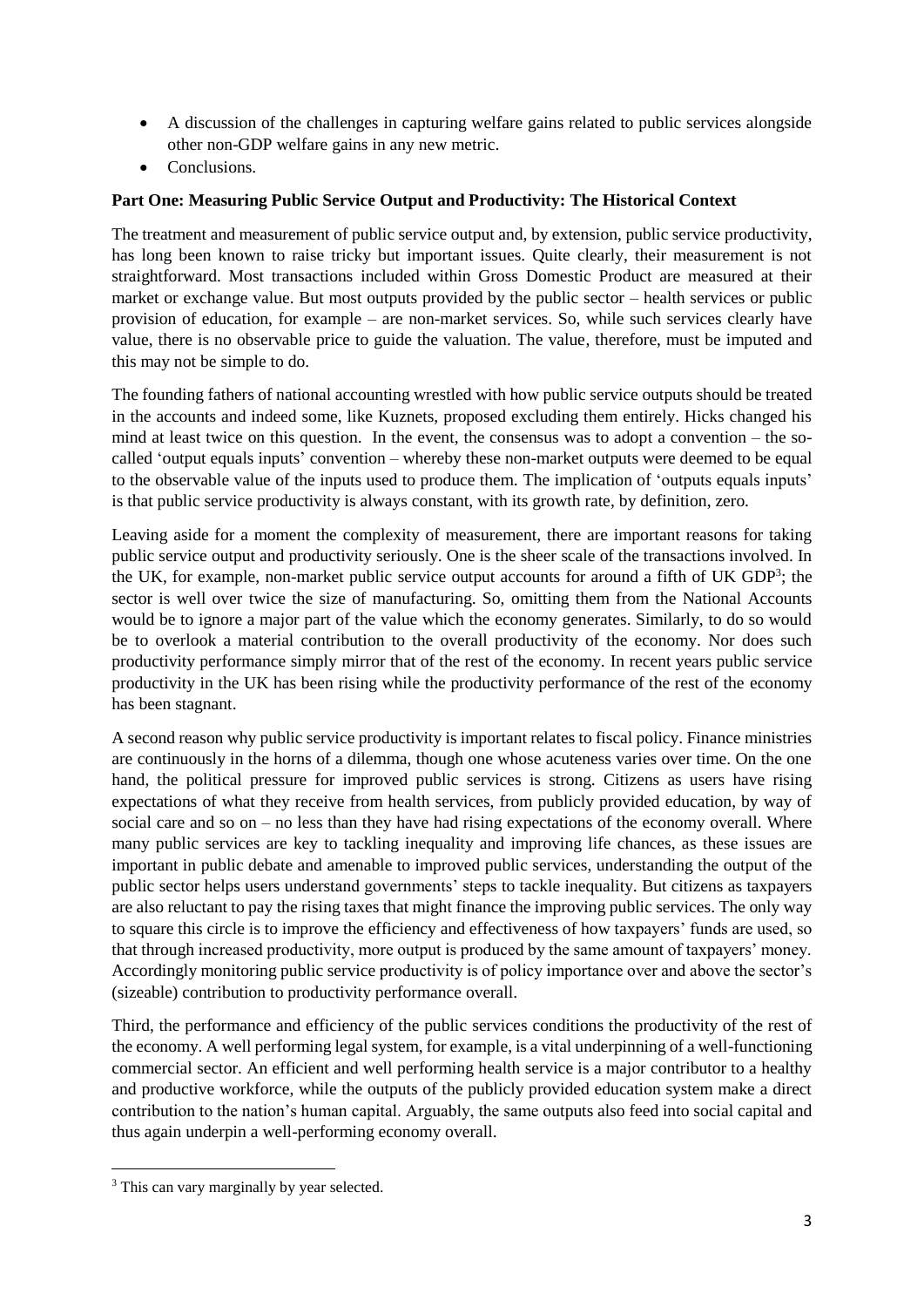- A discussion of the challenges in capturing welfare gains related to public services alongside other non-GDP welfare gains in any new metric.
- Conclusions.

**Part One: Measuring Public Service Output and Productivity: The Historical Context**

The treatment and measurement of public service output and, by extension, public service productivity, has long been known to raise tricky but important issues. Quite clearly, their measurement is not straightforward. Most transactions included within Gross Domestic Product are measured at their market or exchange value. But most outputs provided by the public sector – health services or public provision of education, for example – are non-market services. So, while such services clearly have value, there is no observable price to guide the valuation. The value, therefore, must be imputed and this may not be simple to do.

The founding fathers of national accounting wrestled with how public service outputs should be treated in the accounts and indeed some, like Kuznets, proposed excluding them entirely. Hicks changed his mind at least twice on this question. In the event, the consensus was to adopt a convention – the so-called 'output equals inputs' convention – whereby these non-market outputs were deemed to be equal to the observable value of the inputs used to produce them. The implication of 'outputs equals inputs' is that public service productivity is always constant, with its growth rate, by definition, zero.

Leaving aside for a moment the complexity of measurement, there are important reasons for taking public service output and productivity seriously. One is the sheer scale of the transactions involved. In the UK, for example, non-market public service output accounts for around a fifth of UK GDP[3]; the sector is well over twice the size of manufacturing. So, omitting them from the National Accounts would be to ignore a major part of the value which the economy generates. Similarly, to do so would be to overlook a material contribution to the overall productivity of the economy. Nor does such productivity performance simply mirror that of the rest of the economy. In recent years public service productivity in the UK has been rising while the productivity performance of the rest of the economy has been stagnant.

A second reason why public service productivity is important relates to fiscal policy. Finance ministries are continuously in the horns of a dilemma, though one whose acuteness varies over time. On the one hand, the political pressure for improved public services is strong. Citizens as users have rising expectations of what they receive from health services, from publicly provided education, by way of social care and so on – no less than they have had rising expectations of the economy overall. Where many public services are key to tackling inequality and improving life chances, as these issues are important in public debate and amenable to improved public services, understanding the output of the public sector helps users understand governments' steps to tackle inequality. But citizens as taxpayers are also reluctant to pay the rising taxes that might finance the improving public services. The only way to square this circle is to improve the efficiency and effectiveness of how taxpayers' funds are used, so that through increased productivity, more output is produced by the same amount of taxpayers' money. Accordingly monitoring public service productivity is of policy importance over and above the sector's (sizeable) contribution to productivity performance overall.

Third, the performance and efficiency of the public services conditions the productivity of the rest of the economy. A well performing legal system, for example, is a vital underpinning of a well-functioning commercial sector. An efficient and well performing health service is a major contributor to a healthy and productive workforce, while the outputs of the publicly provided education system make a direct contribution to the nation's human capital. Arguably, the same outputs also feed into social capital and thus again underpin a well-performing economy overall.

---

[3] This can vary marginally by year selected.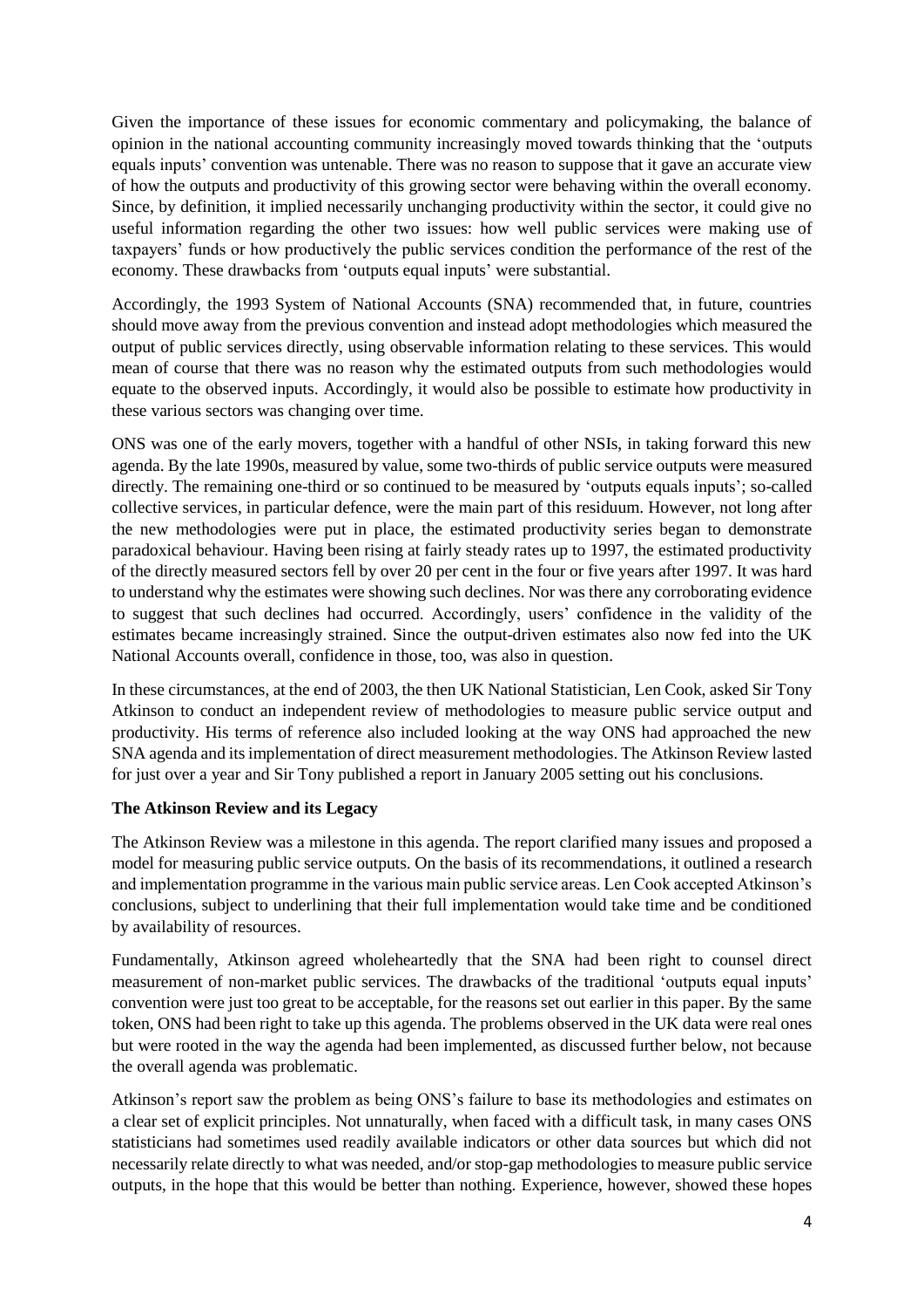Given the importance of these issues for economic commentary and policymaking, the balance of opinion in the national accounting community increasingly moved towards thinking that the 'outputs equals inputs' convention was untenable. There was no reason to suppose that it gave an accurate view of how the outputs and productivity of this growing sector were behaving within the overall economy. Since, by definition, it implied necessarily unchanging productivity within the sector, it could give no useful information regarding the other two issues: how well public services were making use of taxpayers' funds or how productively the public services condition the performance of the rest of the economy. These drawbacks from 'outputs equal inputs' were substantial.

Accordingly, the 1993 System of National Accounts (SNA) recommended that, in future, countries should move away from the previous convention and instead adopt methodologies which measured the output of public services directly, using observable information relating to these services. This would mean of course that there was no reason why the estimated outputs from such methodologies would equate to the observed inputs. Accordingly, it would also be possible to estimate how productivity in these various sectors was changing over time.

ONS was one of the early movers, together with a handful of other NSIs, in taking forward this new agenda. By the late 1990s, measured by value, some two-thirds of public service outputs were measured directly. The remaining one-third or so continued to be measured by 'outputs equals inputs'; so-called collective services, in particular defence, were the main part of this residuum. However, not long after the new methodologies were put in place, the estimated productivity series began to demonstrate paradoxical behaviour. Having been rising at fairly steady rates up to 1997, the estimated productivity of the directly measured sectors fell by over 20 per cent in the four or five years after 1997. It was hard to understand why the estimates were showing such declines. Nor was there any corroborating evidence to suggest that such declines had occurred. Accordingly, users' confidence in the validity of the estimates became increasingly strained. Since the output-driven estimates also now fed into the UK National Accounts overall, confidence in those, too, was also in question.

In these circumstances, at the end of 2003, the then UK National Statistician, Len Cook, asked Sir Tony Atkinson to conduct an independent review of methodologies to measure public service output and productivity. His terms of reference also included looking at the way ONS had approached the new SNA agenda and its implementation of direct measurement methodologies. The Atkinson Review lasted for just over a year and Sir Tony published a report in January 2005 setting out his conclusions.

**The Atkinson Review and its Legacy**

The Atkinson Review was a milestone in this agenda. The report clarified many issues and proposed a model for measuring public service outputs. On the basis of its recommendations, it outlined a research and implementation programme in the various main public service areas. Len Cook accepted Atkinson's conclusions, subject to underlining that their full implementation would take time and be conditioned by availability of resources.

Fundamentally, Atkinson agreed wholeheartedly that the SNA had been right to counsel direct measurement of non-market public services. The drawbacks of the traditional 'outputs equal inputs' convention were just too great to be acceptable, for the reasons set out earlier in this paper. By the same token, ONS had been right to take up this agenda. The problems observed in the UK data were real ones but were rooted in the way the agenda had been implemented, as discussed further below, not because the overall agenda was problematic.

Atkinson's report saw the problem as being ONS's failure to base its methodologies and estimates on a clear set of explicit principles. Not unnaturally, when faced with a difficult task, in many cases ONS statisticians had sometimes used readily available indicators or other data sources but which did not necessarily relate directly to what was needed, and/or stop-gap methodologies to measure public service outputs, in the hope that this would be better than nothing. Experience, however, showed these hopes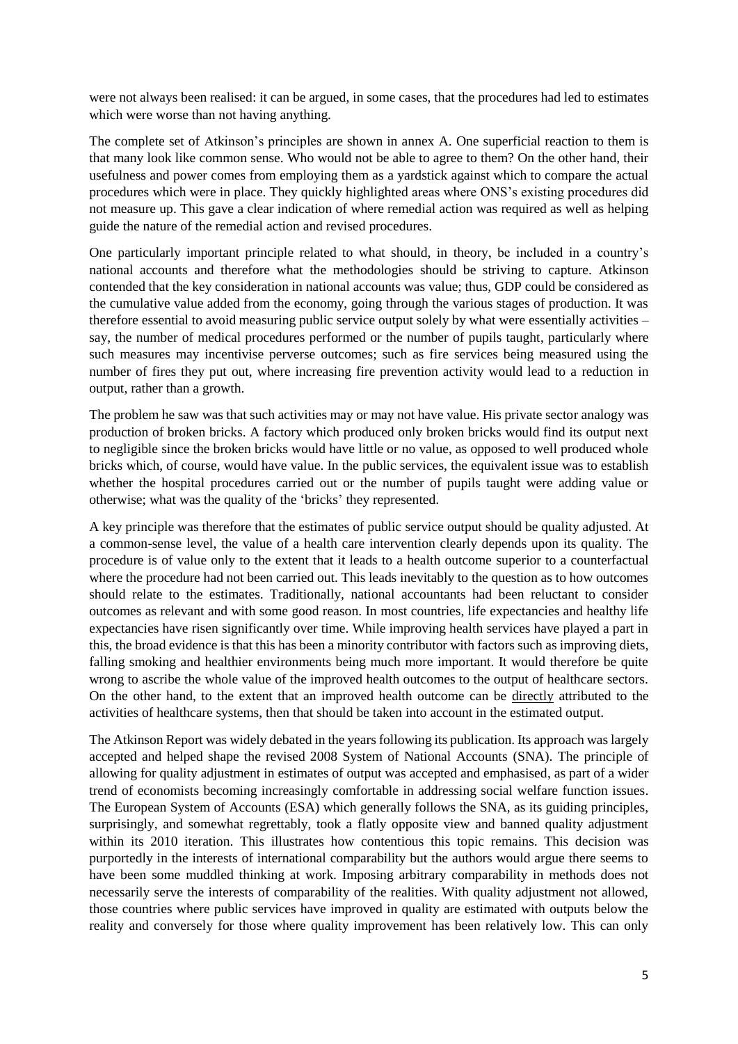were not always been realised: it can be argued, in some cases, that the procedures had led to estimates which were worse than not having anything.

The complete set of Atkinson's principles are shown in annex A. One superficial reaction to them is that many look like common sense. Who would not be able to agree to them? On the other hand, their usefulness and power comes from employing them as a yardstick against which to compare the actual procedures which were in place. They quickly highlighted areas where ONS's existing procedures did not measure up. This gave a clear indication of where remedial action was required as well as helping guide the nature of the remedial action and revised procedures.

One particularly important principle related to what should, in theory, be included in a country's national accounts and therefore what the methodologies should be striving to capture. Atkinson contended that the key consideration in national accounts was value; thus, GDP could be considered as the cumulative value added from the economy, going through the various stages of production. It was therefore essential to avoid measuring public service output solely by what were essentially activities – say, the number of medical procedures performed or the number of pupils taught, particularly where such measures may incentivise perverse outcomes; such as fire services being measured using the number of fires they put out, where increasing fire prevention activity would lead to a reduction in output, rather than a growth.

The problem he saw was that such activities may or may not have value. His private sector analogy was production of broken bricks. A factory which produced only broken bricks would find its output next to negligible since the broken bricks would have little or no value, as opposed to well produced whole bricks which, of course, would have value. In the public services, the equivalent issue was to establish whether the hospital procedures carried out or the number of pupils taught were adding value or otherwise; what was the quality of the 'bricks' they represented.

A key principle was therefore that the estimates of public service output should be quality adjusted. At a common-sense level, the value of a health care intervention clearly depends upon its quality. The procedure is of value only to the extent that it leads to a health outcome superior to a counterfactual where the procedure had not been carried out. This leads inevitably to the question as to how outcomes should relate to the estimates. Traditionally, national accountants had been reluctant to consider outcomes as relevant and with some good reason. In most countries, life expectancies and healthy life expectancies have risen significantly over time. While improving health services have played a part in this, the broad evidence is that this has been a minority contributor with factors such as improving diets, falling smoking and healthier environments being much more important. It would therefore be quite wrong to ascribe the whole value of the improved health outcomes to the output of healthcare sectors. On the other hand, to the extent that an improved health outcome can be directly attributed to the activities of healthcare systems, then that should be taken into account in the estimated output.

The Atkinson Report was widely debated in the years following its publication. Its approach was largely accepted and helped shape the revised 2008 System of National Accounts (SNA). The principle of allowing for quality adjustment in estimates of output was accepted and emphasised, as part of a wider trend of economists becoming increasingly comfortable in addressing social welfare function issues. The European System of Accounts (ESA) which generally follows the SNA, as its guiding principles, surprisingly, and somewhat regrettably, took a flatly opposite view and banned quality adjustment within its 2010 iteration. This illustrates how contentious this topic remains. This decision was purportedly in the interests of international comparability but the authors would argue there seems to have been some muddled thinking at work. Imposing arbitrary comparability in methods does not necessarily serve the interests of comparability of the realities. With quality adjustment not allowed, those countries where public services have improved in quality are estimated with outputs below the reality and conversely for those where quality improvement has been relatively low. This can only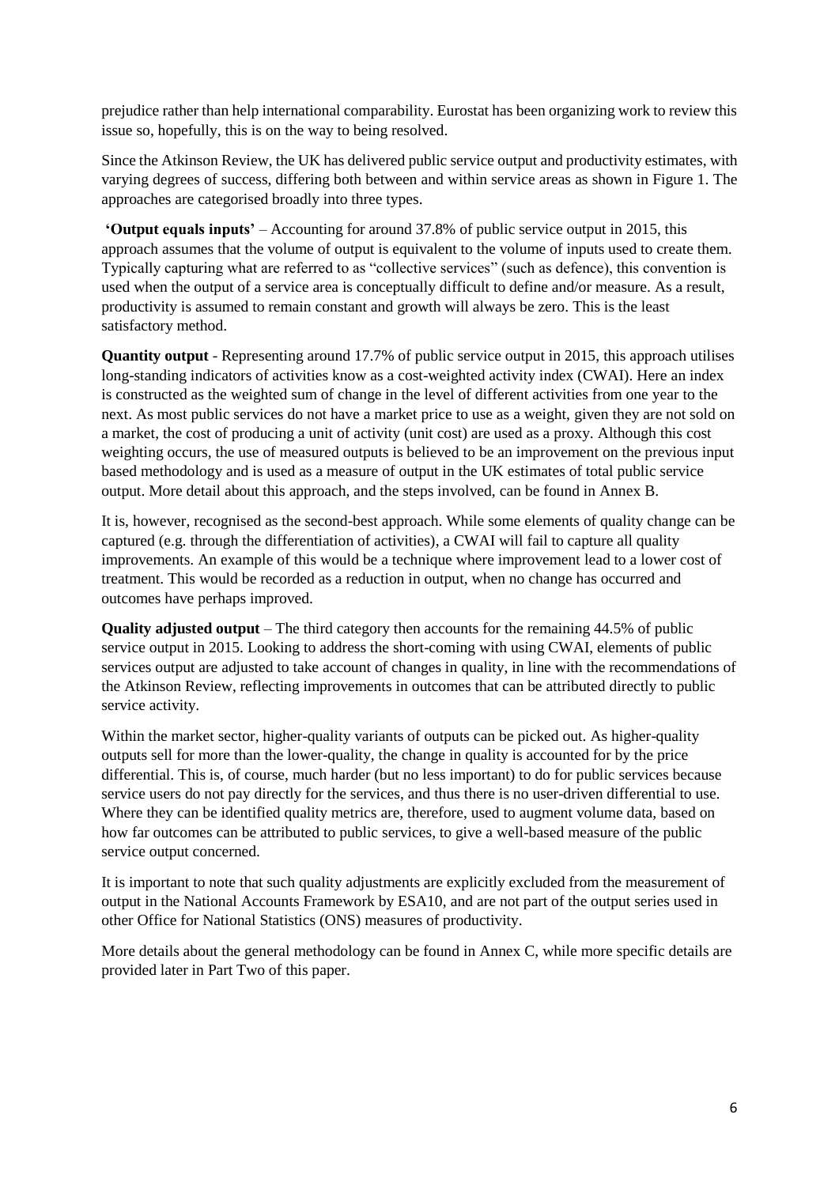prejudice rather than help international comparability. Eurostat has been organizing work to review this issue so, hopefully, this is on the way to being resolved.

Since the Atkinson Review, the UK has delivered public service output and productivity estimates, with varying degrees of success, differing both between and within service areas as shown in Figure 1. The approaches are categorised broadly into three types.

**'Output equals inputs'** – Accounting for around 37.8% of public service output in 2015, this approach assumes that the volume of output is equivalent to the volume of inputs used to create them. Typically capturing what are referred to as "collective services" (such as defence), this convention is used when the output of a service area is conceptually difficult to define and/or measure. As a result, productivity is assumed to remain constant and growth will always be zero. This is the least satisfactory method.

**Quantity output** - Representing around 17.7% of public service output in 2015, this approach utilises long-standing indicators of activities know as a cost-weighted activity index (CWAI). Here an index is constructed as the weighted sum of change in the level of different activities from one year to the next. As most public services do not have a market price to use as a weight, given they are not sold on a market, the cost of producing a unit of activity (unit cost) are used as a proxy. Although this cost weighting occurs, the use of measured outputs is believed to be an improvement on the previous input based methodology and is used as a measure of output in the UK estimates of total public service output. More detail about this approach, and the steps involved, can be found in Annex B.

It is, however, recognised as the second-best approach. While some elements of quality change can be captured (e.g. through the differentiation of activities), a CWAI will fail to capture all quality improvements. An example of this would be a technique where improvement lead to a lower cost of treatment. This would be recorded as a reduction in output, when no change has occurred and outcomes have perhaps improved.

**Quality adjusted output** – The third category then accounts for the remaining 44.5% of public service output in 2015. Looking to address the short-coming with using CWAI, elements of public services output are adjusted to take account of changes in quality, in line with the recommendations of the Atkinson Review, reflecting improvements in outcomes that can be attributed directly to public service activity.

Within the market sector, higher-quality variants of outputs can be picked out. As higher-quality outputs sell for more than the lower-quality, the change in quality is accounted for by the price differential. This is, of course, much harder (but no less important) to do for public services because service users do not pay directly for the services, and thus there is no user-driven differential to use. Where they can be identified quality metrics are, therefore, used to augment volume data, based on how far outcomes can be attributed to public services, to give a well-based measure of the public service output concerned.

It is important to note that such quality adjustments are explicitly excluded from the measurement of output in the National Accounts Framework by ESA10, and are not part of the output series used in other Office for National Statistics (ONS) measures of productivity.

More details about the general methodology can be found in Annex C, while more specific details are provided later in Part Two of this paper.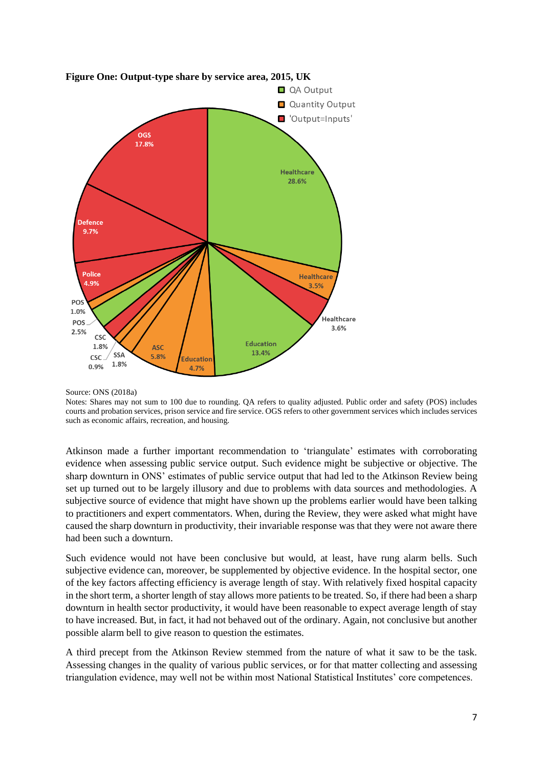**Figure One: Output-type share by service area, 2015, UK**

Source: ONS (2018a)

Notes: Shares may not sum to 100 due to rounding. QA refers to quality adjusted. Public order and safety (POS) includes courts and probation services, prison service and fire service. OGS refers to other government services which includes services such as economic affairs, recreation, and housing.

Atkinson made a further important recommendation to 'triangulate' estimates with corroborating evidence when assessing public service output. Such evidence might be subjective or objective. The sharp downturn in ONS' estimates of public service output that had led to the Atkinson Review being set up turned out to be largely illusory and due to problems with data sources and methodologies. A subjective source of evidence that might have shown up the problems earlier would have been talking to practitioners and expert commentators. When, during the Review, they were asked what might have caused the sharp downturn in productivity, their invariable response was that they were not aware there had been such a downturn.

Such evidence would not have been conclusive but would, at least, have rung alarm bells. Such subjective evidence can, moreover, be supplemented by objective evidence. In the hospital sector, one of the key factors affecting efficiency is average length of stay. With relatively fixed hospital capacity in the short term, a shorter length of stay allows more patients to be treated. So, if there had been a sharp downturn in health sector productivity, it would have been reasonable to expect average length of stay to have increased. But, in fact, it had not behaved out of the ordinary. Again, not conclusive but another possible alarm bell to give reason to question the estimates.

A third precept from the Atkinson Review stemmed from the nature of what it saw to be the task. Assessing changes in the quality of various public services, or for that matter collecting and assessing triangulation evidence, may well not be within most National Statistical Institutes' core competences.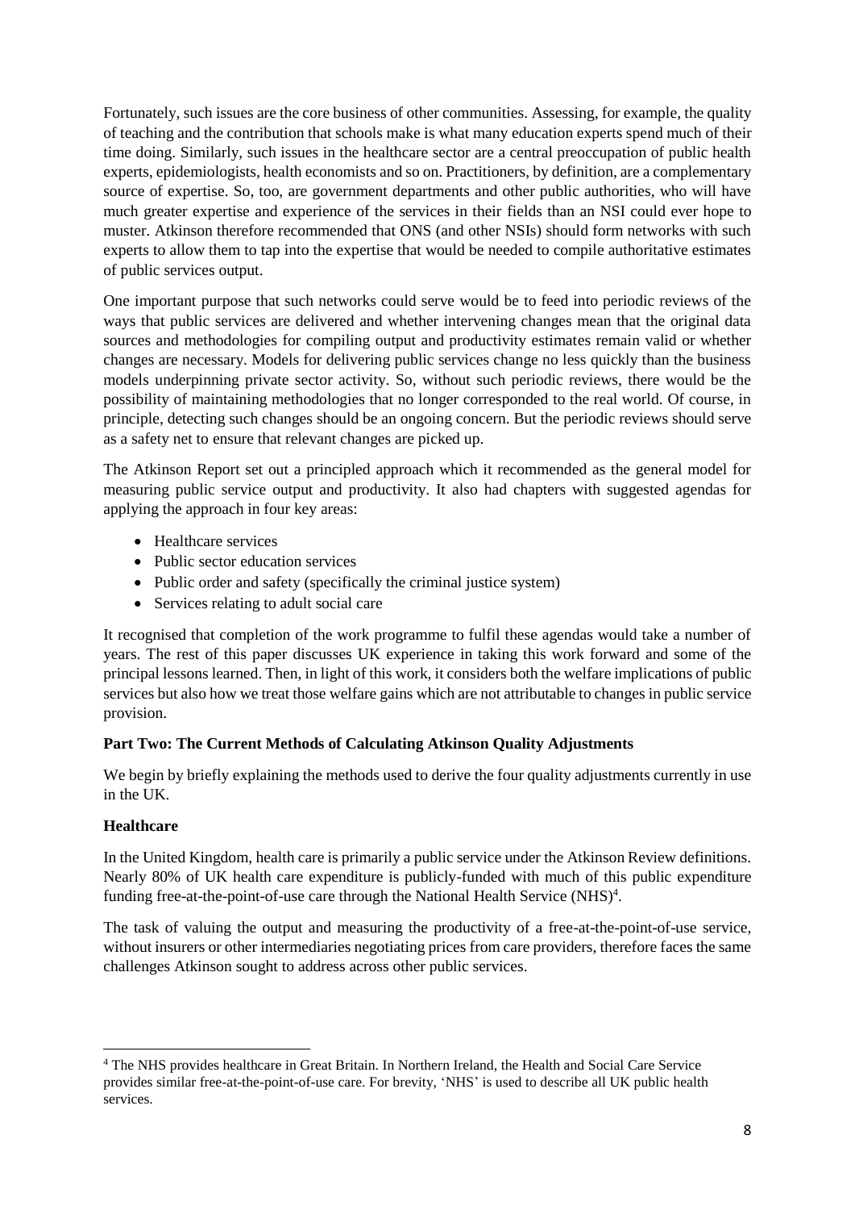Fortunately, such issues are the core business of other communities. Assessing, for example, the quality of teaching and the contribution that schools make is what many education experts spend much of their time doing. Similarly, such issues in the healthcare sector are a central preoccupation of public health experts, epidemiologists, health economists and so on. Practitioners, by definition, are a complementary source of expertise. So, too, are government departments and other public authorities, who will have much greater expertise and experience of the services in their fields than an NSI could ever hope to muster. Atkinson therefore recommended that ONS (and other NSIs) should form networks with such experts to allow them to tap into the expertise that would be needed to compile authoritative estimates of public services output.

One important purpose that such networks could serve would be to feed into periodic reviews of the ways that public services are delivered and whether intervening changes mean that the original data sources and methodologies for compiling output and productivity estimates remain valid or whether changes are necessary. Models for delivering public services change no less quickly than the business models underpinning private sector activity. So, without such periodic reviews, there would be the possibility of maintaining methodologies that no longer corresponded to the real world. Of course, in principle, detecting such changes should be an ongoing concern. But the periodic reviews should serve as a safety net to ensure that relevant changes are picked up.

The Atkinson Report set out a principled approach which it recommended as the general model for measuring public service output and productivity. It also had chapters with suggested agendas for applying the approach in four key areas:

- Healthcare services
- Public sector education services
- Public order and safety (specifically the criminal justice system)
- Services relating to adult social care

It recognised that completion of the work programme to fulfil these agendas would take a number of years. The rest of this paper discusses UK experience in taking this work forward and some of the principal lessons learned. Then, in light of this work, it considers both the welfare implications of public services but also how we treat those welfare gains which are not attributable to changes in public service provision.

## Part Two: The Current Methods of Calculating Atkinson Quality Adjustments

We begin by briefly explaining the methods used to derive the four quality adjustments currently in use in the UK.

### Healthcare

In the United Kingdom, health care is primarily a public service under the Atkinson Review definitions. Nearly 80% of UK health care expenditure is publicly-funded with much of this public expenditure funding free-at-the-point-of-use care through the National Health Service (NHS)[4].

The task of valuing the output and measuring the productivity of a free-at-the-point-of-use service, without insurers or other intermediaries negotiating prices from care providers, therefore faces the same challenges Atkinson sought to address across other public services.

[4] The NHS provides healthcare in Great Britain. In Northern Ireland, the Health and Social Care Service provides similar free-at-the-point-of-use care. For brevity, 'NHS' is used to describe all UK public health services.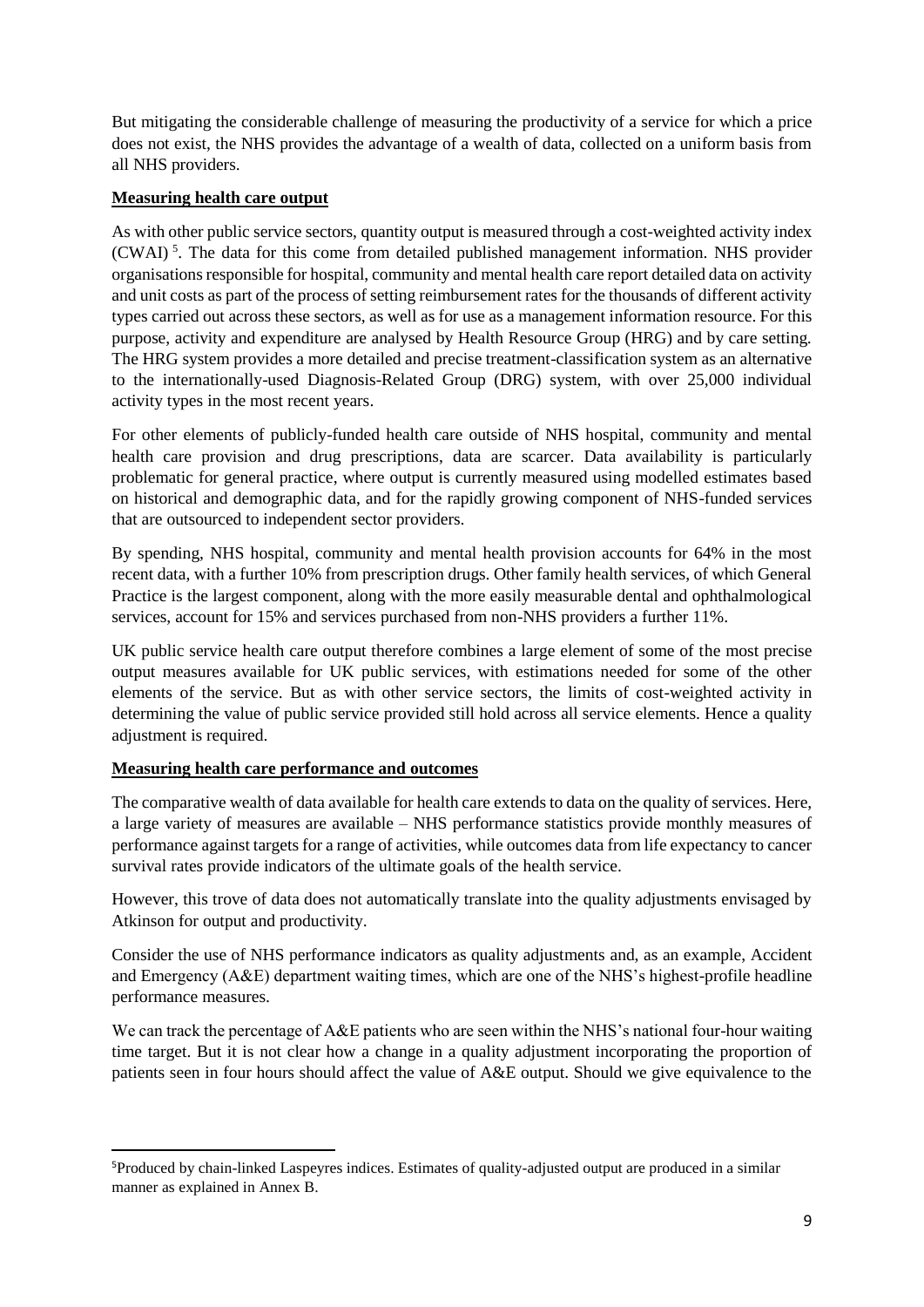But mitigating the considerable challenge of measuring the productivity of a service for which a price does not exist, the NHS provides the advantage of a wealth of data, collected on a uniform basis from all NHS providers.

**Measuring health care output**

As with other public service sectors, quantity output is measured through a cost-weighted activity index (CWAI) [5]. The data for this come from detailed published management information. NHS provider organisations responsible for hospital, community and mental health care report detailed data on activity and unit costs as part of the process of setting reimbursement rates for the thousands of different activity types carried out across these sectors, as well as for use as a management information resource. For this purpose, activity and expenditure are analysed by Health Resource Group (HRG) and by care setting. The HRG system provides a more detailed and precise treatment-classification system as an alternative to the internationally-used Diagnosis-Related Group (DRG) system, with over 25,000 individual activity types in the most recent years.

For other elements of publicly-funded health care outside of NHS hospital, community and mental health care provision and drug prescriptions, data are scarcer. Data availability is particularly problematic for general practice, where output is currently measured using modelled estimates based on historical and demographic data, and for the rapidly growing component of NHS-funded services that are outsourced to independent sector providers.

By spending, NHS hospital, community and mental health provision accounts for 64% in the most recent data, with a further 10% from prescription drugs. Other family health services, of which General Practice is the largest component, along with the more easily measurable dental and ophthalmological services, account for 15% and services purchased from non-NHS providers a further 11%.

UK public service health care output therefore combines a large element of some of the most precise output measures available for UK public services, with estimations needed for some of the other elements of the service. But as with other service sectors, the limits of cost-weighted activity in determining the value of public service provided still hold across all service elements. Hence a quality adjustment is required.

**Measuring health care performance and outcomes**

The comparative wealth of data available for health care extends to data on the quality of services. Here, a large variety of measures are available – NHS performance statistics provide monthly measures of performance against targets for a range of activities, while outcomes data from life expectancy to cancer survival rates provide indicators of the ultimate goals of the health service.

However, this trove of data does not automatically translate into the quality adjustments envisaged by Atkinson for output and productivity.

Consider the use of NHS performance indicators as quality adjustments and, as an example, Accident and Emergency (A&E) department waiting times, which are one of the NHS's highest-profile headline performance measures.

We can track the percentage of A&E patients who are seen within the NHS's national four-hour waiting time target. But it is not clear how a change in a quality adjustment incorporating the proportion of patients seen in four hours should affect the value of A&E output. Should we give equivalence to the

[5] Produced by chain-linked Laspeyres indices. Estimates of quality-adjusted output are produced in a similar manner as explained in Annex B.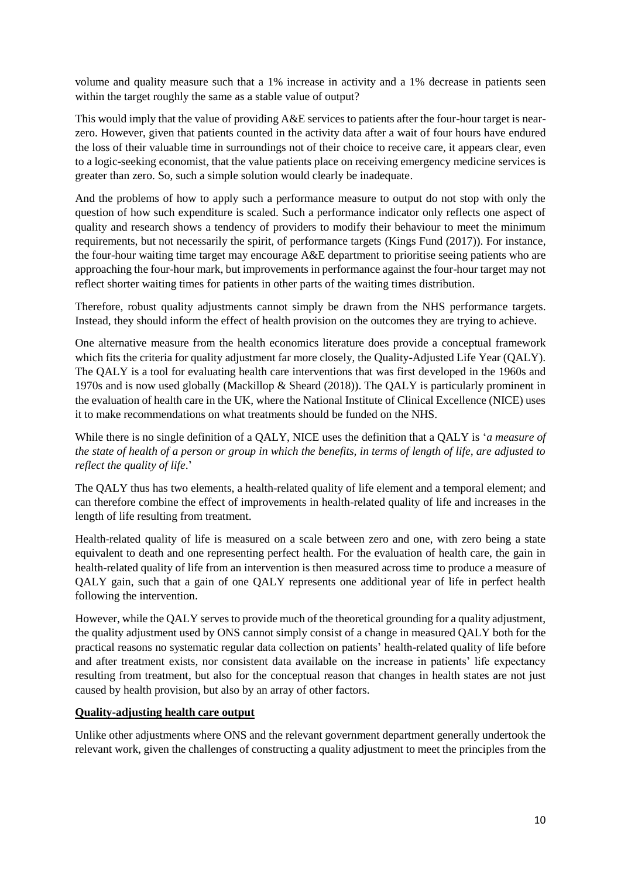volume and quality measure such that a 1% increase in activity and a 1% decrease in patients seen within the target roughly the same as a stable value of output?

This would imply that the value of providing A&E services to patients after the four-hour target is near-zero. However, given that patients counted in the activity data after a wait of four hours have endured the loss of their valuable time in surroundings not of their choice to receive care, it appears clear, even to a logic-seeking economist, that the value patients place on receiving emergency medicine services is greater than zero. So, such a simple solution would clearly be inadequate.

And the problems of how to apply such a performance measure to output do not stop with only the question of how such expenditure is scaled. Such a performance indicator only reflects one aspect of quality and research shows a tendency of providers to modify their behaviour to meet the minimum requirements, but not necessarily the spirit, of performance targets (Kings Fund (2017)). For instance, the four-hour waiting time target may encourage A&E department to prioritise seeing patients who are approaching the four-hour mark, but improvements in performance against the four-hour target may not reflect shorter waiting times for patients in other parts of the waiting times distribution.

Therefore, robust quality adjustments cannot simply be drawn from the NHS performance targets. Instead, they should inform the effect of health provision on the outcomes they are trying to achieve.

One alternative measure from the health economics literature does provide a conceptual framework which fits the criteria for quality adjustment far more closely, the Quality-Adjusted Life Year (QALY). The QALY is a tool for evaluating health care interventions that was first developed in the 1960s and 1970s and is now used globally (Mackillop & Sheard (2018)). The QALY is particularly prominent in the evaluation of health care in the UK, where the National Institute of Clinical Excellence (NICE) uses it to make recommendations on what treatments should be funded on the NHS.

While there is no single definition of a QALY, NICE uses the definition that a QALY is '*a measure of the state of health of a person or group in which the benefits, in terms of length of life, are adjusted to reflect the quality of life*.'

The QALY thus has two elements, a health-related quality of life element and a temporal element; and can therefore combine the effect of improvements in health-related quality of life and increases in the length of life resulting from treatment.

Health-related quality of life is measured on a scale between zero and one, with zero being a state equivalent to death and one representing perfect health. For the evaluation of health care, the gain in health-related quality of life from an intervention is then measured across time to produce a measure of QALY gain, such that a gain of one QALY represents one additional year of life in perfect health following the intervention.

However, while the QALY serves to provide much of the theoretical grounding for a quality adjustment, the quality adjustment used by ONS cannot simply consist of a change in measured QALY both for the practical reasons no systematic regular data collection on patients' health-related quality of life before and after treatment exists, nor consistent data available on the increase in patients' life expectancy resulting from treatment, but also for the conceptual reason that changes in health states are not just caused by health provision, but also by an array of other factors.

## Quality-adjusting health care output

Unlike other adjustments where ONS and the relevant government department generally undertook the relevant work, given the challenges of constructing a quality adjustment to meet the principles from the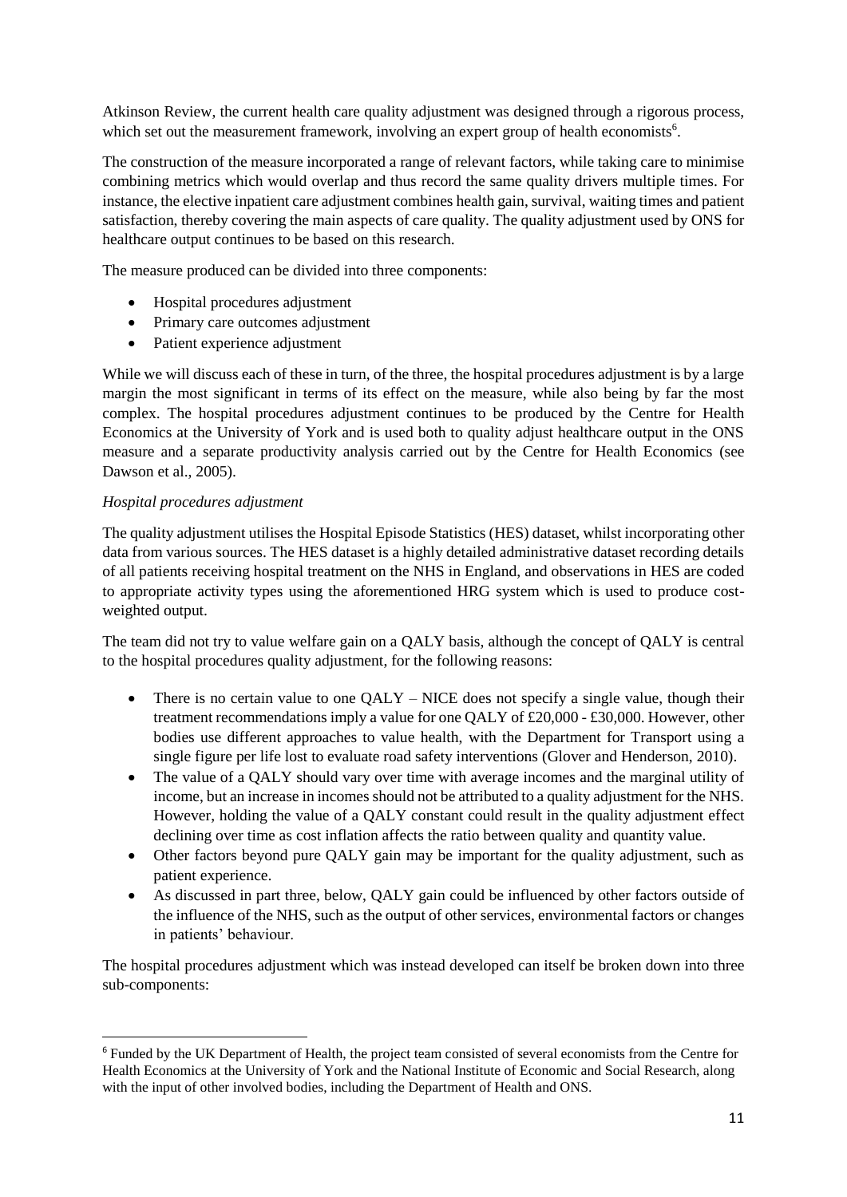Atkinson Review, the current health care quality adjustment was designed through a rigorous process, which set out the measurement framework, involving an expert group of health economists[6].

The construction of the measure incorporated a range of relevant factors, while taking care to minimise combining metrics which would overlap and thus record the same quality drivers multiple times. For instance, the elective inpatient care adjustment combines health gain, survival, waiting times and patient satisfaction, thereby covering the main aspects of care quality. The quality adjustment used by ONS for healthcare output continues to be based on this research.

The measure produced can be divided into three components:

- Hospital procedures adjustment
- Primary care outcomes adjustment
- Patient experience adjustment

While we will discuss each of these in turn, of the three, the hospital procedures adjustment is by a large margin the most significant in terms of its effect on the measure, while also being by far the most complex. The hospital procedures adjustment continues to be produced by the Centre for Health Economics at the University of York and is used both to quality adjust healthcare output in the ONS measure and a separate productivity analysis carried out by the Centre for Health Economics (see Dawson et al., 2005).

*Hospital procedures adjustment*

The quality adjustment utilises the Hospital Episode Statistics (HES) dataset, whilst incorporating other data from various sources. The HES dataset is a highly detailed administrative dataset recording details of all patients receiving hospital treatment on the NHS in England, and observations in HES are coded to appropriate activity types using the aforementioned HRG system which is used to produce cost-weighted output.

The team did not try to value welfare gain on a QALY basis, although the concept of QALY is central to the hospital procedures quality adjustment, for the following reasons:

- There is no certain value to one QALY – NICE does not specify a single value, though their treatment recommendations imply a value for one QALY of £20,000 - £30,000. However, other bodies use different approaches to value health, with the Department for Transport using a single figure per life lost to evaluate road safety interventions (Glover and Henderson, 2010).
- The value of a QALY should vary over time with average incomes and the marginal utility of income, but an increase in incomes should not be attributed to a quality adjustment for the NHS. However, holding the value of a QALY constant could result in the quality adjustment effect declining over time as cost inflation affects the ratio between quality and quantity value.
- Other factors beyond pure QALY gain may be important for the quality adjustment, such as patient experience.
- As discussed in part three, below, QALY gain could be influenced by other factors outside of the influence of the NHS, such as the output of other services, environmental factors or changes in patients' behaviour.

The hospital procedures adjustment which was instead developed can itself be broken down into three sub-components:

[6] Funded by the UK Department of Health, the project team consisted of several economists from the Centre for Health Economics at the University of York and the National Institute of Economic and Social Research, along with the input of other involved bodies, including the Department of Health and ONS.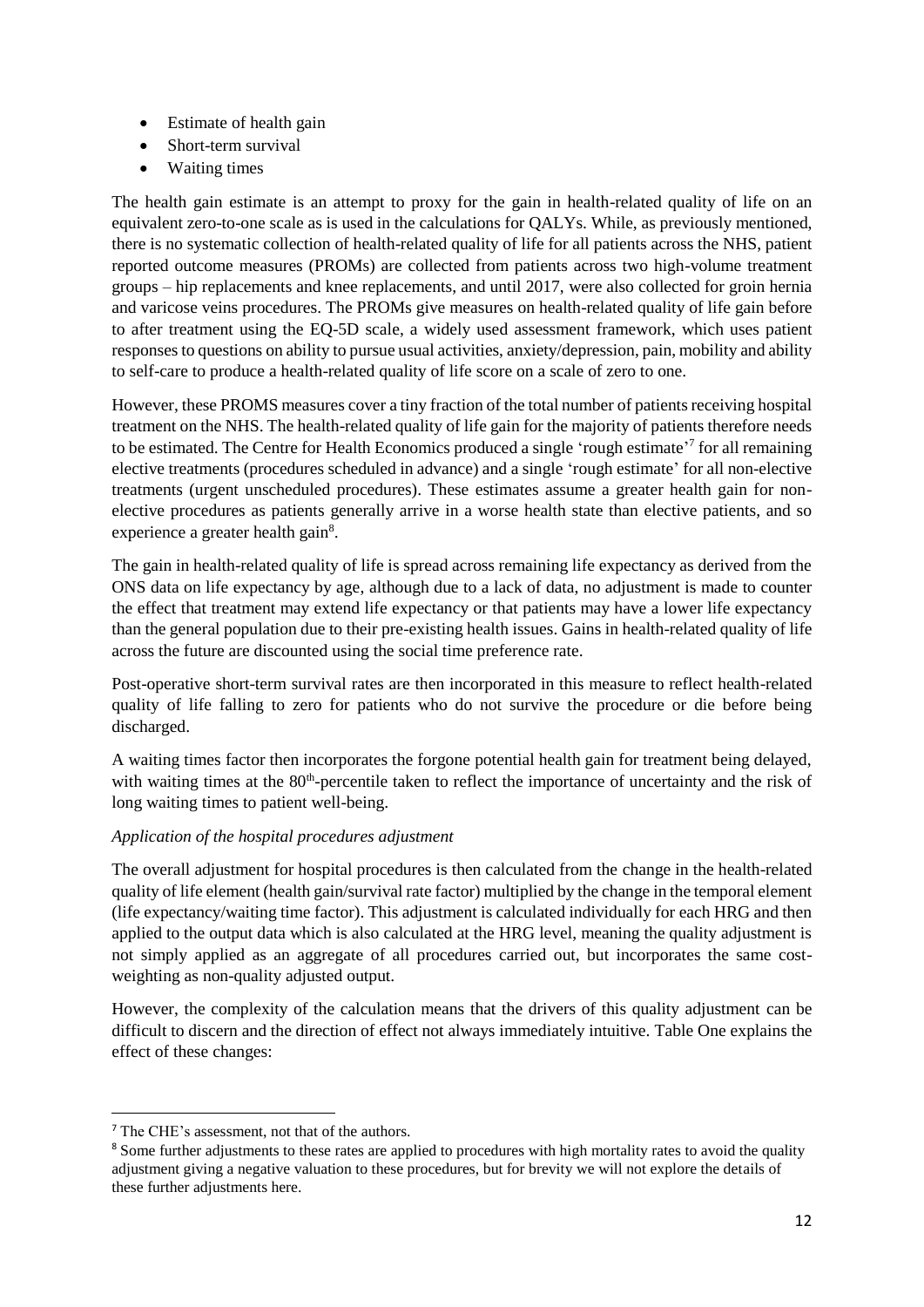- Estimate of health gain
- Short-term survival
- Waiting times

The health gain estimate is an attempt to proxy for the gain in health-related quality of life on an equivalent zero-to-one scale as is used in the calculations for QALYs. While, as previously mentioned, there is no systematic collection of health-related quality of life for all patients across the NHS, patient reported outcome measures (PROMs) are collected from patients across two high-volume treatment groups – hip replacements and knee replacements, and until 2017, were also collected for groin hernia and varicose veins procedures. The PROMs give measures on health-related quality of life gain before to after treatment using the EQ-5D scale, a widely used assessment framework, which uses patient responses to questions on ability to pursue usual activities, anxiety/depression, pain, mobility and ability to self-care to produce a health-related quality of life score on a scale of zero to one.

However, these PROMS measures cover a tiny fraction of the total number of patients receiving hospital treatment on the NHS. The health-related quality of life gain for the majority of patients therefore needs to be estimated. The Centre for Health Economics produced a single 'rough estimate'[7] for all remaining elective treatments (procedures scheduled in advance) and a single 'rough estimate' for all non-elective treatments (urgent unscheduled procedures). These estimates assume a greater health gain for non-elective procedures as patients generally arrive in a worse health state than elective patients, and so experience a greater health gain[8].

The gain in health-related quality of life is spread across remaining life expectancy as derived from the ONS data on life expectancy by age, although due to a lack of data, no adjustment is made to counter the effect that treatment may extend life expectancy or that patients may have a lower life expectancy than the general population due to their pre-existing health issues. Gains in health-related quality of life across the future are discounted using the social time preference rate.

Post-operative short-term survival rates are then incorporated in this measure to reflect health-related quality of life falling to zero for patients who do not survive the procedure or die before being discharged.

A waiting times factor then incorporates the forgone potential health gain for treatment being delayed, with waiting times at the 80th-percentile taken to reflect the importance of uncertainty and the risk of long waiting times to patient well-being.

*Application of the hospital procedures adjustment*

The overall adjustment for hospital procedures is then calculated from the change in the health-related quality of life element (health gain/survival rate factor) multiplied by the change in the temporal element (life expectancy/waiting time factor). This adjustment is calculated individually for each HRG and then applied to the output data which is also calculated at the HRG level, meaning the quality adjustment is not simply applied as an aggregate of all procedures carried out, but incorporates the same cost-weighting as non-quality adjusted output.

However, the complexity of the calculation means that the drivers of this quality adjustment can be difficult to discern and the direction of effect not always immediately intuitive. Table One explains the effect of these changes:

---

[7] The CHE's assessment, not that of the authors.

[8] Some further adjustments to these rates are applied to procedures with high mortality rates to avoid the quality adjustment giving a negative valuation to these procedures, but for brevity we will not explore the details of these further adjustments here.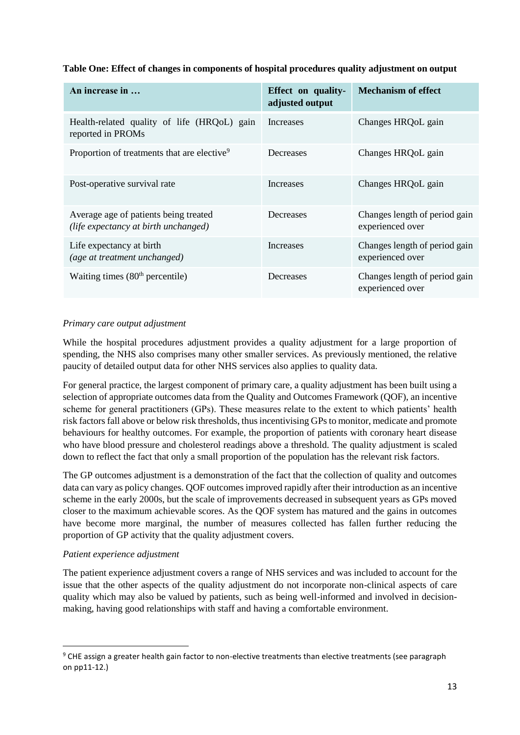**Table One: Effect of changes in components of hospital procedures quality adjustment on output**

| An increase in … | Effect on quality-adjusted output | Mechanism of effect |
|---|---|---|
| Health-related quality of life (HRQoL) gain reported in PROMs | Increases | Changes HRQoL gain |
| Proportion of treatments that are elective[9] | Decreases | Changes HRQoL gain |
| Post-operative survival rate | Increases | Changes HRQoL gain |
| Average age of patients being treated *(life expectancy at birth unchanged)* | Decreases | Changes length of period gain experienced over |
| Life expectancy at birth *(age at treatment unchanged)* | Increases | Changes length of period gain experienced over |
| Waiting times (80th percentile) | Decreases | Changes length of period gain experienced over |

*Primary care output adjustment*

While the hospital procedures adjustment provides a quality adjustment for a large proportion of spending, the NHS also comprises many other smaller services. As previously mentioned, the relative paucity of detailed output data for other NHS services also applies to quality data.

For general practice, the largest component of primary care, a quality adjustment has been built using a selection of appropriate outcomes data from the Quality and Outcomes Framework (QOF), an incentive scheme for general practitioners (GPs). These measures relate to the extent to which patients' health risk factors fall above or below risk thresholds, thus incentivising GPs to monitor, medicate and promote behaviours for healthy outcomes. For example, the proportion of patients with coronary heart disease who have blood pressure and cholesterol readings above a threshold. The quality adjustment is scaled down to reflect the fact that only a small proportion of the population has the relevant risk factors.

The GP outcomes adjustment is a demonstration of the fact that the collection of quality and outcomes data can vary as policy changes. QOF outcomes improved rapidly after their introduction as an incentive scheme in the early 2000s, but the scale of improvements decreased in subsequent years as GPs moved closer to the maximum achievable scores. As the QOF system has matured and the gains in outcomes have become more marginal, the number of measures collected has fallen further reducing the proportion of GP activity that the quality adjustment covers.

*Patient experience adjustment*

The patient experience adjustment covers a range of NHS services and was included to account for the issue that the other aspects of the quality adjustment do not incorporate non-clinical aspects of care quality which may also be valued by patients, such as being well-informed and involved in decision-making, having good relationships with staff and having a comfortable environment.

[9] CHE assign a greater health gain factor to non-elective treatments than elective treatments (see paragraph on pp11-12.)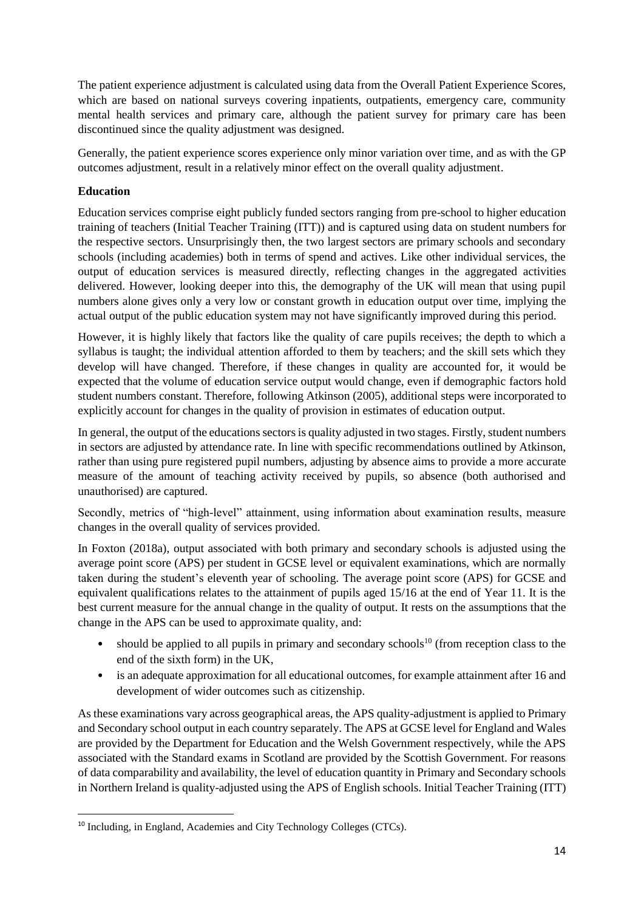The patient experience adjustment is calculated using data from the Overall Patient Experience Scores, which are based on national surveys covering inpatients, outpatients, emergency care, community mental health services and primary care, although the patient survey for primary care has been discontinued since the quality adjustment was designed.

Generally, the patient experience scores experience only minor variation over time, and as with the GP outcomes adjustment, result in a relatively minor effect on the overall quality adjustment.

**Education**

Education services comprise eight publicly funded sectors ranging from pre-school to higher education training of teachers (Initial Teacher Training (ITT)) and is captured using data on student numbers for the respective sectors. Unsurprisingly then, the two largest sectors are primary schools and secondary schools (including academies) both in terms of spend and actives. Like other individual services, the output of education services is measured directly, reflecting changes in the aggregated activities delivered. However, looking deeper into this, the demography of the UK will mean that using pupil numbers alone gives only a very low or constant growth in education output over time, implying the actual output of the public education system may not have significantly improved during this period.

However, it is highly likely that factors like the quality of care pupils receives; the depth to which a syllabus is taught; the individual attention afforded to them by teachers; and the skill sets which they develop will have changed. Therefore, if these changes in quality are accounted for, it would be expected that the volume of education service output would change, even if demographic factors hold student numbers constant. Therefore, following Atkinson (2005), additional steps were incorporated to explicitly account for changes in the quality of provision in estimates of education output.

In general, the output of the educations sectors is quality adjusted in two stages. Firstly, student numbers in sectors are adjusted by attendance rate. In line with specific recommendations outlined by Atkinson, rather than using pure registered pupil numbers, adjusting by absence aims to provide a more accurate measure of the amount of teaching activity received by pupils, so absence (both authorised and unauthorised) are captured.

Secondly, metrics of "high-level" attainment, using information about examination results, measure changes in the overall quality of services provided.

In Foxton (2018a), output associated with both primary and secondary schools is adjusted using the average point score (APS) per student in GCSE level or equivalent examinations, which are normally taken during the student's eleventh year of schooling. The average point score (APS) for GCSE and equivalent qualifications relates to the attainment of pupils aged 15/16 at the end of Year 11. It is the best current measure for the annual change in the quality of output. It rests on the assumptions that the change in the APS can be used to approximate quality, and:

- should be applied to all pupils in primary and secondary schools[10] (from reception class to the end of the sixth form) in the UK,
- is an adequate approximation for all educational outcomes, for example attainment after 16 and development of wider outcomes such as citizenship.

As these examinations vary across geographical areas, the APS quality-adjustment is applied to Primary and Secondary school output in each country separately. The APS at GCSE level for England and Wales are provided by the Department for Education and the Welsh Government respectively, while the APS associated with the Standard exams in Scotland are provided by the Scottish Government. For reasons of data comparability and availability, the level of education quantity in Primary and Secondary schools in Northern Ireland is quality-adjusted using the APS of English schools. Initial Teacher Training (ITT)

[10] Including, in England, Academies and City Technology Colleges (CTCs).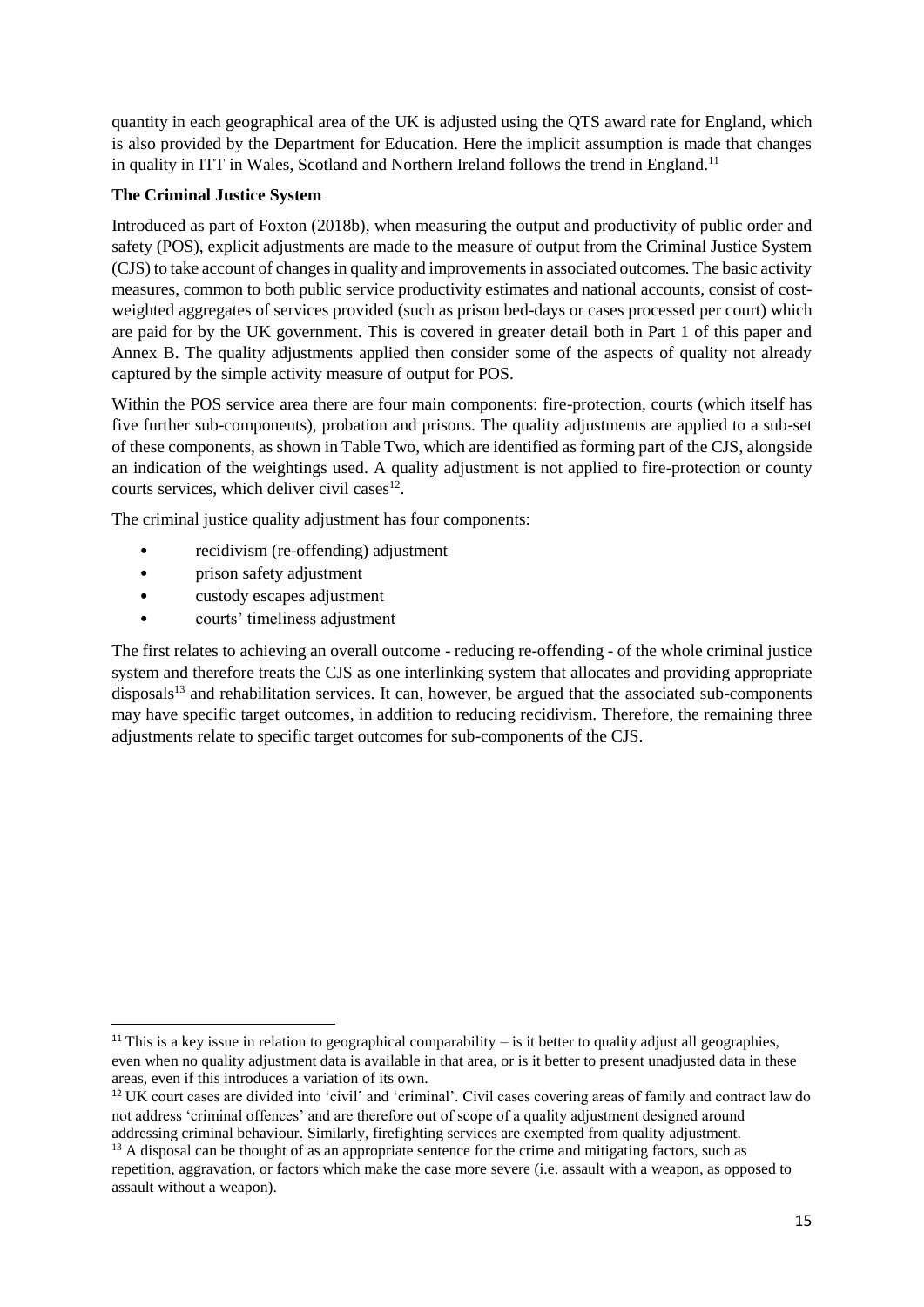quantity in each geographical area of the UK is adjusted using the QTS award rate for England, which is also provided by the Department for Education. Here the implicit assumption is made that changes in quality in ITT in Wales, Scotland and Northern Ireland follows the trend in England.[11]

**The Criminal Justice System**

Introduced as part of Foxton (2018b), when measuring the output and productivity of public order and safety (POS), explicit adjustments are made to the measure of output from the Criminal Justice System (CJS) to take account of changes in quality and improvements in associated outcomes. The basic activity measures, common to both public service productivity estimates and national accounts, consist of cost-weighted aggregates of services provided (such as prison bed-days or cases processed per court) which are paid for by the UK government. This is covered in greater detail both in Part 1 of this paper and Annex B. The quality adjustments applied then consider some of the aspects of quality not already captured by the simple activity measure of output for POS.

Within the POS service area there are four main components: fire-protection, courts (which itself has five further sub-components), probation and prisons. The quality adjustments are applied to a sub-set of these components, as shown in Table Two, which are identified as forming part of the CJS, alongside an indication of the weightings used. A quality adjustment is not applied to fire-protection or county courts services, which deliver civil cases[12].

The criminal justice quality adjustment has four components:

- recidivism (re-offending) adjustment
- prison safety adjustment
- custody escapes adjustment
- courts' timeliness adjustment

The first relates to achieving an overall outcome - reducing re-offending - of the whole criminal justice system and therefore treats the CJS as one interlinking system that allocates and providing appropriate disposals[13] and rehabilitation services. It can, however, be argued that the associated sub-components may have specific target outcomes, in addition to reducing recidivism. Therefore, the remaining three adjustments relate to specific target outcomes for sub-components of the CJS.

[11] This is a key issue in relation to geographical comparability – is it better to quality adjust all geographies, even when no quality adjustment data is available in that area, or is it better to present unadjusted data in these areas, even if this introduces a variation of its own.

[12] UK court cases are divided into 'civil' and 'criminal'. Civil cases covering areas of family and contract law do not address 'criminal offences' and are therefore out of scope of a quality adjustment designed around addressing criminal behaviour. Similarly, firefighting services are exempted from quality adjustment.

[13] A disposal can be thought of as an appropriate sentence for the crime and mitigating factors, such as repetition, aggravation, or factors which make the case more severe (i.e. assault with a weapon, as opposed to assault without a weapon).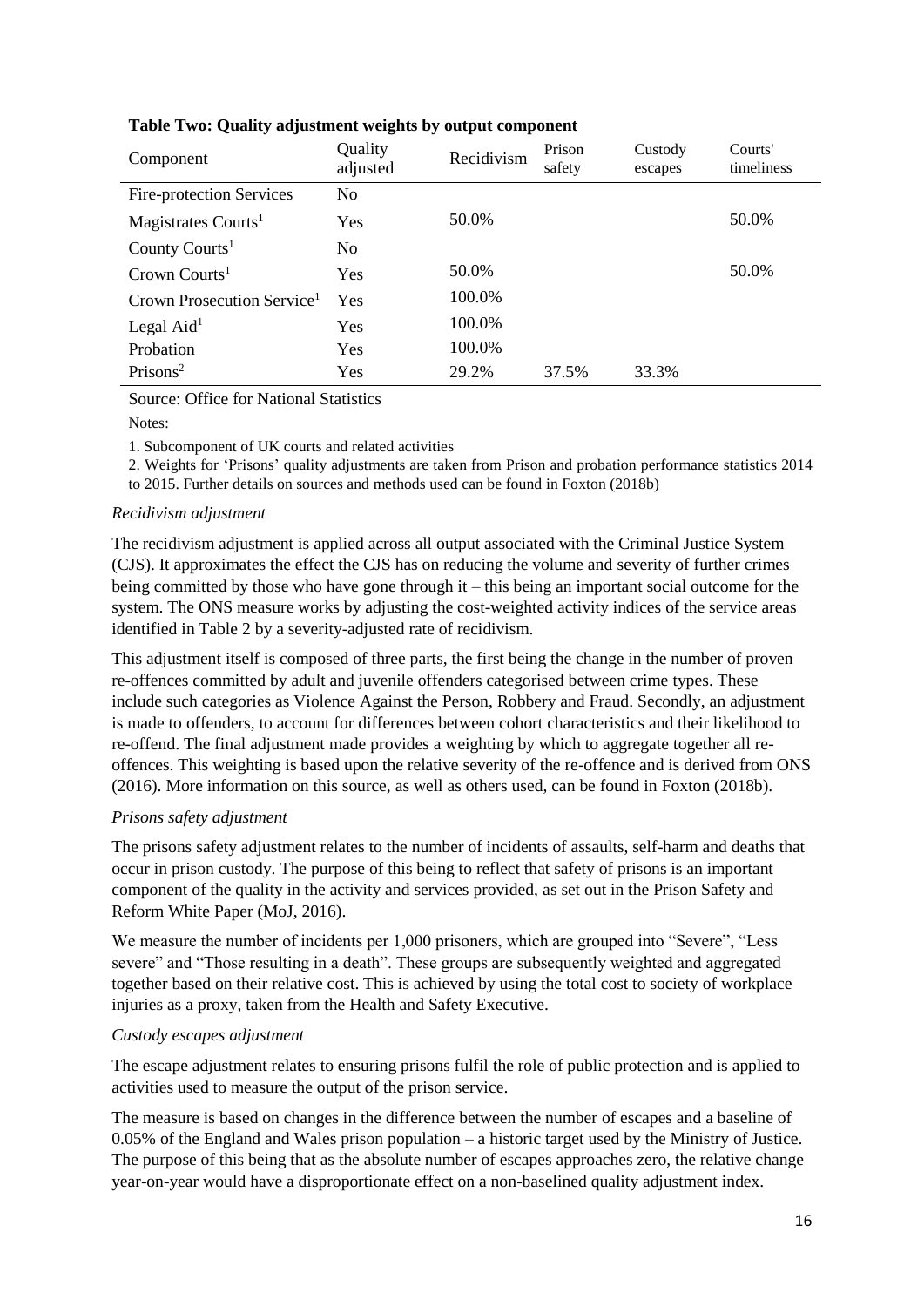**Table Two: Quality adjustment weights by output component**

| Component | Quality adjusted | Recidivism | Prison safety | Custody escapes | Courts' timeliness |
|---|---|---|---|---|---|
| Fire-protection Services | No | | | | |
| Magistrates Courts[1] | Yes | 50.0% | | | 50.0% |
| County Courts[1] | No | | | | |
| Crown Courts[1] | Yes | 50.0% | | | 50.0% |
| Crown Prosecution Service[1] | Yes | 100.0% | | | |
| Legal Aid[1] | Yes | 100.0% | | | |
| Probation | Yes | 100.0% | | | |
| Prisons[2] | Yes | 29.2% | 37.5% | 33.3% | |

Source: Office for National Statistics

Notes:

1. Subcomponent of UK courts and related activities
2. Weights for 'Prisons' quality adjustments are taken from Prison and probation performance statistics 2014 to 2015. Further details on sources and methods used can be found in Foxton (2018b)

*Recidivism adjustment*

The recidivism adjustment is applied across all output associated with the Criminal Justice System (CJS). It approximates the effect the CJS has on reducing the volume and severity of further crimes being committed by those who have gone through it – this being an important social outcome for the system. The ONS measure works by adjusting the cost-weighted activity indices of the service areas identified in Table 2 by a severity-adjusted rate of recidivism.

This adjustment itself is composed of three parts, the first being the change in the number of proven re-offences committed by adult and juvenile offenders categorised between crime types. These include such categories as Violence Against the Person, Robbery and Fraud. Secondly, an adjustment is made to offenders, to account for differences between cohort characteristics and their likelihood to re-offend. The final adjustment made provides a weighting by which to aggregate together all re-offences. This weighting is based upon the relative severity of the re-offence and is derived from ONS (2016). More information on this source, as well as others used, can be found in Foxton (2018b).

*Prisons safety adjustment*

The prisons safety adjustment relates to the number of incidents of assaults, self-harm and deaths that occur in prison custody. The purpose of this being to reflect that safety of prisons is an important component of the quality in the activity and services provided, as set out in the Prison Safety and Reform White Paper (MoJ, 2016).

We measure the number of incidents per 1,000 prisoners, which are grouped into "Severe", "Less severe" and "Those resulting in a death". These groups are subsequently weighted and aggregated together based on their relative cost. This is achieved by using the total cost to society of workplace injuries as a proxy, taken from the Health and Safety Executive.

*Custody escapes adjustment*

The escape adjustment relates to ensuring prisons fulfil the role of public protection and is applied to activities used to measure the output of the prison service.

The measure is based on changes in the difference between the number of escapes and a baseline of 0.05% of the England and Wales prison population – a historic target used by the Ministry of Justice. The purpose of this being that as the absolute number of escapes approaches zero, the relative change year-on-year would have a disproportionate effect on a non-baselined quality adjustment index.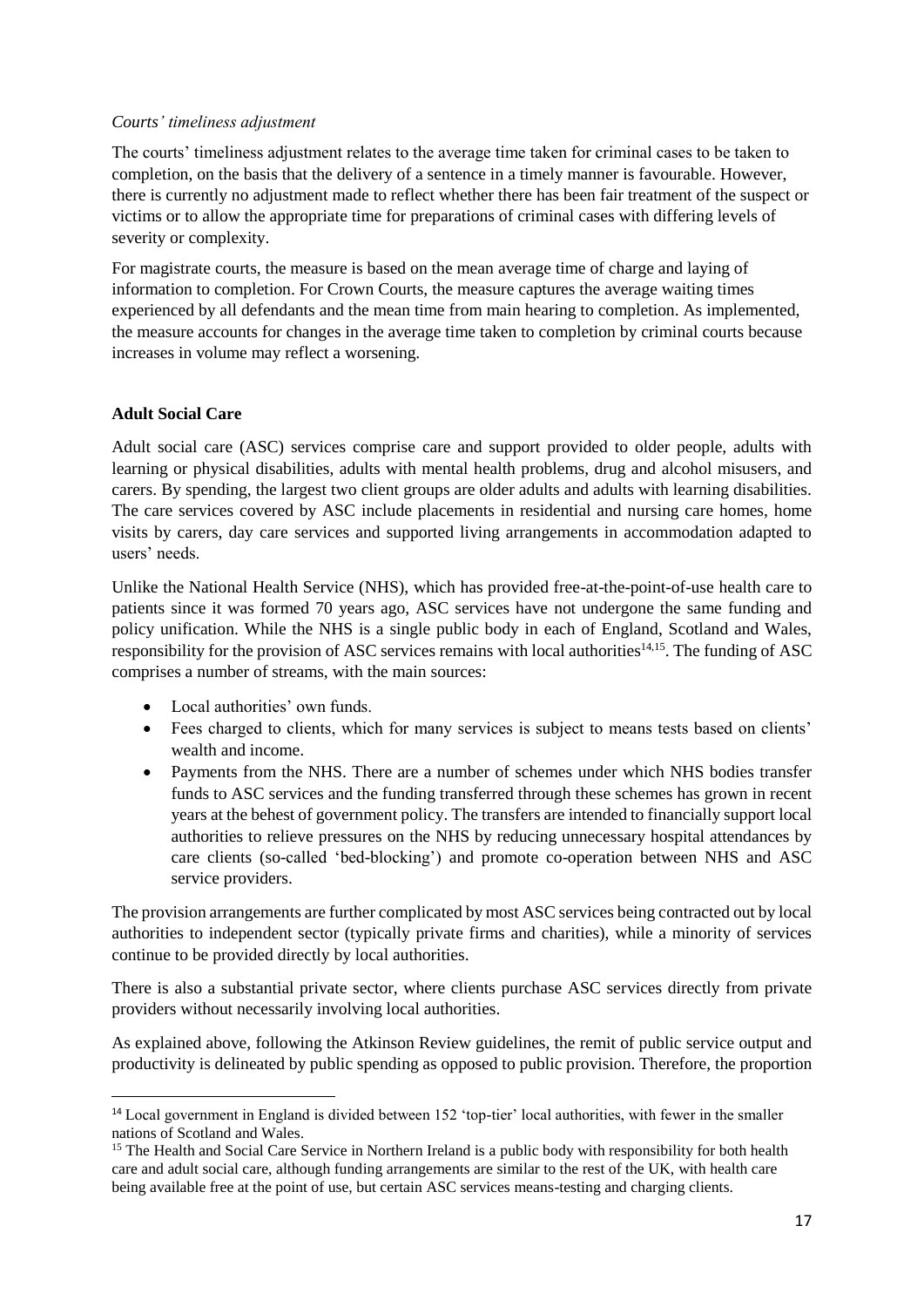*Courts' timeliness adjustment*

The courts' timeliness adjustment relates to the average time taken for criminal cases to be taken to completion, on the basis that the delivery of a sentence in a timely manner is favourable. However, there is currently no adjustment made to reflect whether there has been fair treatment of the suspect or victims or to allow the appropriate time for preparations of criminal cases with differing levels of severity or complexity.

For magistrate courts, the measure is based on the mean average time of charge and laying of information to completion. For Crown Courts, the measure captures the average waiting times experienced by all defendants and the mean time from main hearing to completion. As implemented, the measure accounts for changes in the average time taken to completion by criminal courts because increases in volume may reflect a worsening.

**Adult Social Care**

Adult social care (ASC) services comprise care and support provided to older people, adults with learning or physical disabilities, adults with mental health problems, drug and alcohol misusers, and carers. By spending, the largest two client groups are older adults and adults with learning disabilities. The care services covered by ASC include placements in residential and nursing care homes, home visits by carers, day care services and supported living arrangements in accommodation adapted to users' needs.

Unlike the National Health Service (NHS), which has provided free-at-the-point-of-use health care to patients since it was formed 70 years ago, ASC services have not undergone the same funding and policy unification. While the NHS is a single public body in each of England, Scotland and Wales, responsibility for the provision of ASC services remains with local authorities[14,15]. The funding of ASC comprises a number of streams, with the main sources:

- Local authorities' own funds.
- Fees charged to clients, which for many services is subject to means tests based on clients' wealth and income.
- Payments from the NHS. There are a number of schemes under which NHS bodies transfer funds to ASC services and the funding transferred through these schemes has grown in recent years at the behest of government policy. The transfers are intended to financially support local authorities to relieve pressures on the NHS by reducing unnecessary hospital attendances by care clients (so-called 'bed-blocking') and promote co-operation between NHS and ASC service providers.

The provision arrangements are further complicated by most ASC services being contracted out by local authorities to independent sector (typically private firms and charities), while a minority of services continue to be provided directly by local authorities.

There is also a substantial private sector, where clients purchase ASC services directly from private providers without necessarily involving local authorities.

As explained above, following the Atkinson Review guidelines, the remit of public service output and productivity is delineated by public spending as opposed to public provision. Therefore, the proportion

[14] Local government in England is divided between 152 'top-tier' local authorities, with fewer in the smaller nations of Scotland and Wales.

[15] The Health and Social Care Service in Northern Ireland is a public body with responsibility for both health care and adult social care, although funding arrangements are similar to the rest of the UK, with health care being available free at the point of use, but certain ASC services means-testing and charging clients.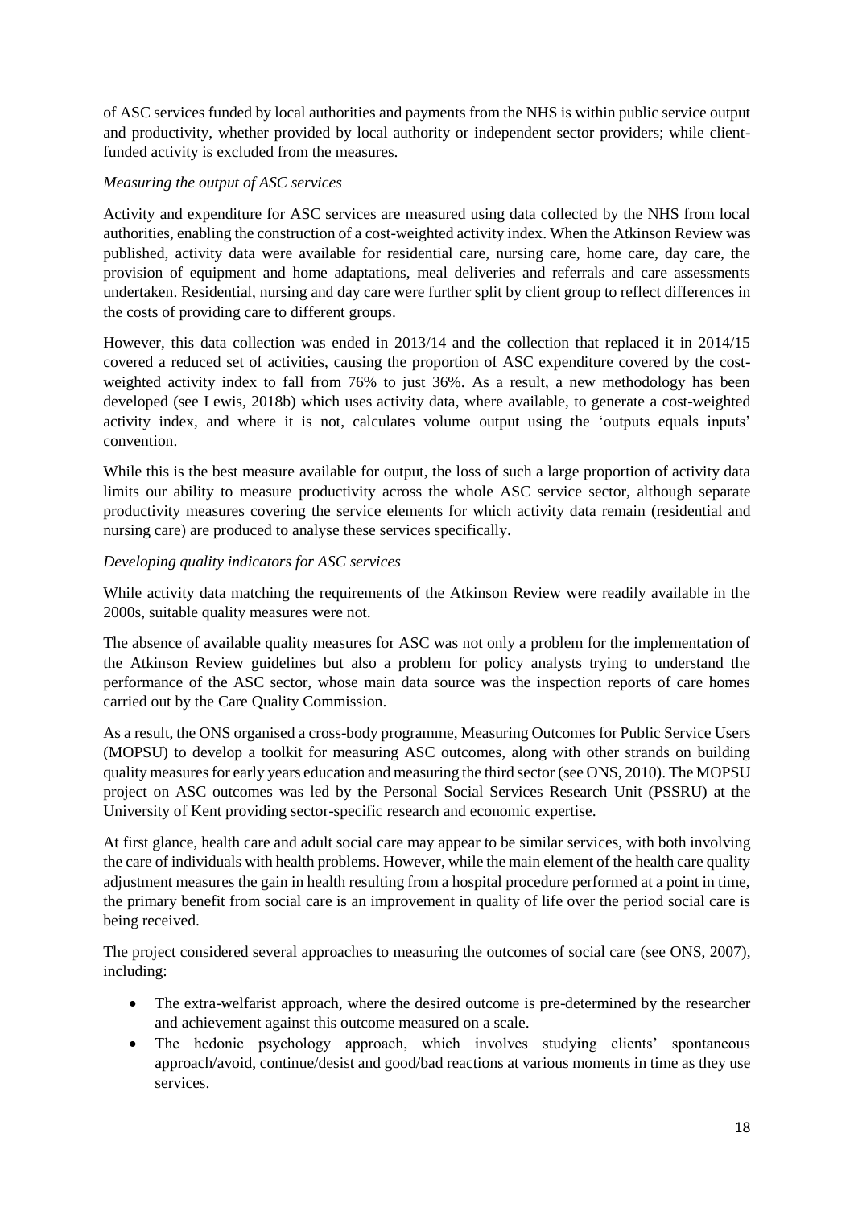of ASC services funded by local authorities and payments from the NHS is within public service output and productivity, whether provided by local authority or independent sector providers; while client-funded activity is excluded from the measures.

*Measuring the output of ASC services*

Activity and expenditure for ASC services are measured using data collected by the NHS from local authorities, enabling the construction of a cost-weighted activity index. When the Atkinson Review was published, activity data were available for residential care, nursing care, home care, day care, the provision of equipment and home adaptations, meal deliveries and referrals and care assessments undertaken. Residential, nursing and day care were further split by client group to reflect differences in the costs of providing care to different groups.

However, this data collection was ended in 2013/14 and the collection that replaced it in 2014/15 covered a reduced set of activities, causing the proportion of ASC expenditure covered by the cost-weighted activity index to fall from 76% to just 36%. As a result, a new methodology has been developed (see Lewis, 2018b) which uses activity data, where available, to generate a cost-weighted activity index, and where it is not, calculates volume output using the 'outputs equals inputs' convention.

While this is the best measure available for output, the loss of such a large proportion of activity data limits our ability to measure productivity across the whole ASC service sector, although separate productivity measures covering the service elements for which activity data remain (residential and nursing care) are produced to analyse these services specifically.

*Developing quality indicators for ASC services*

While activity data matching the requirements of the Atkinson Review were readily available in the 2000s, suitable quality measures were not.

The absence of available quality measures for ASC was not only a problem for the implementation of the Atkinson Review guidelines but also a problem for policy analysts trying to understand the performance of the ASC sector, whose main data source was the inspection reports of care homes carried out by the Care Quality Commission.

As a result, the ONS organised a cross-body programme, Measuring Outcomes for Public Service Users (MOPSU) to develop a toolkit for measuring ASC outcomes, along with other strands on building quality measures for early years education and measuring the third sector (see ONS, 2010). The MOPSU project on ASC outcomes was led by the Personal Social Services Research Unit (PSSRU) at the University of Kent providing sector-specific research and economic expertise.

At first glance, health care and adult social care may appear to be similar services, with both involving the care of individuals with health problems. However, while the main element of the health care quality adjustment measures the gain in health resulting from a hospital procedure performed at a point in time, the primary benefit from social care is an improvement in quality of life over the period social care is being received.

The project considered several approaches to measuring the outcomes of social care (see ONS, 2007), including:

- The extra-welfarist approach, where the desired outcome is pre-determined by the researcher and achievement against this outcome measured on a scale.
- The hedonic psychology approach, which involves studying clients' spontaneous approach/avoid, continue/desist and good/bad reactions at various moments in time as they use services.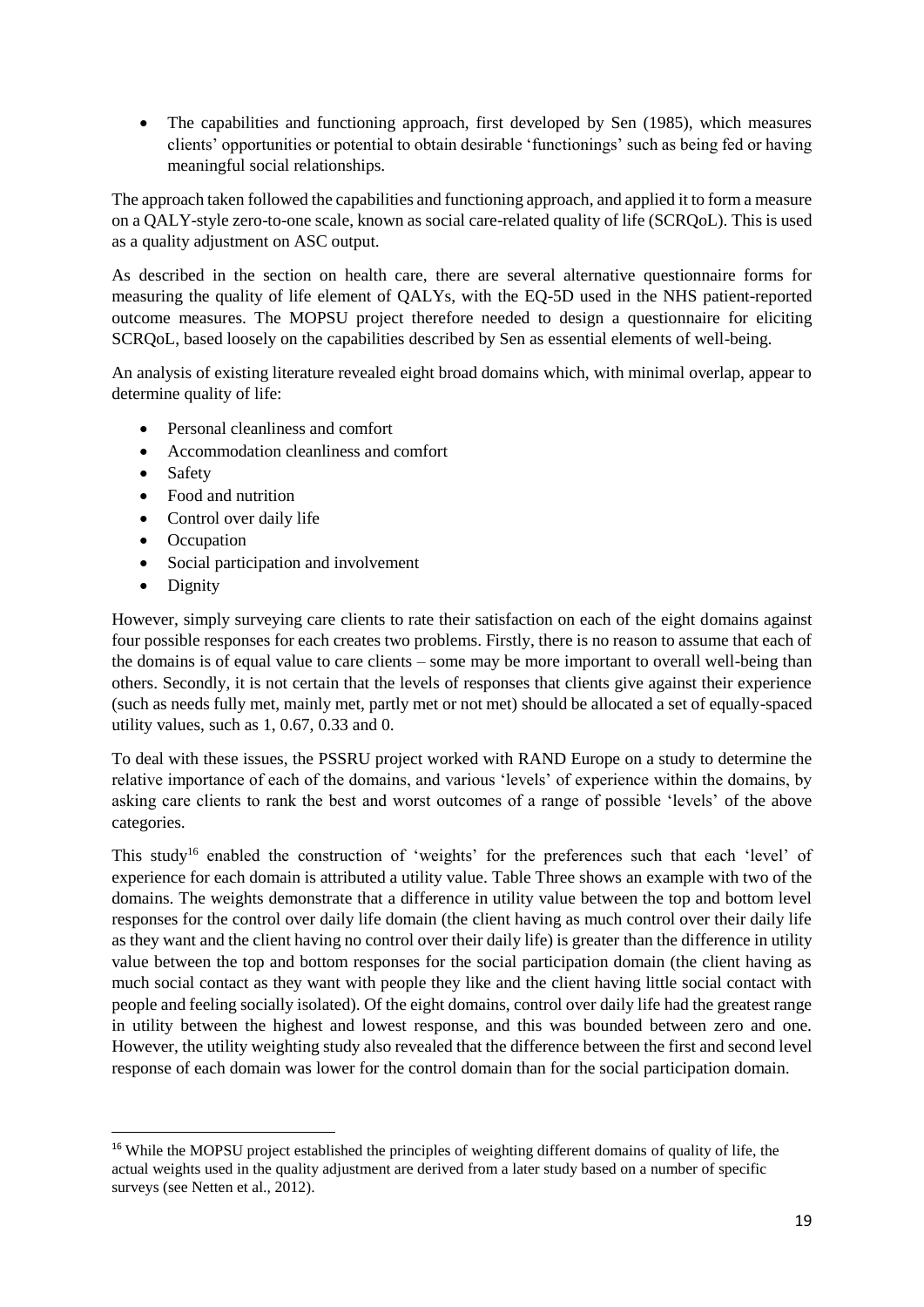- The capabilities and functioning approach, first developed by Sen (1985), which measures clients' opportunities or potential to obtain desirable 'functionings' such as being fed or having meaningful social relationships.

The approach taken followed the capabilities and functioning approach, and applied it to form a measure on a QALY-style zero-to-one scale, known as social care-related quality of life (SCRQoL). This is used as a quality adjustment on ASC output.

As described in the section on health care, there are several alternative questionnaire forms for measuring the quality of life element of QALYs, with the EQ-5D used in the NHS patient-reported outcome measures. The MOPSU project therefore needed to design a questionnaire for eliciting SCRQoL, based loosely on the capabilities described by Sen as essential elements of well-being.

An analysis of existing literature revealed eight broad domains which, with minimal overlap, appear to determine quality of life:

- Personal cleanliness and comfort
- Accommodation cleanliness and comfort
- Safety
- Food and nutrition
- Control over daily life
- Occupation
- Social participation and involvement
- Dignity

However, simply surveying care clients to rate their satisfaction on each of the eight domains against four possible responses for each creates two problems. Firstly, there is no reason to assume that each of the domains is of equal value to care clients – some may be more important to overall well-being than others. Secondly, it is not certain that the levels of responses that clients give against their experience (such as needs fully met, mainly met, partly met or not met) should be allocated a set of equally-spaced utility values, such as 1, 0.67, 0.33 and 0.

To deal with these issues, the PSSRU project worked with RAND Europe on a study to determine the relative importance of each of the domains, and various 'levels' of experience within the domains, by asking care clients to rank the best and worst outcomes of a range of possible 'levels' of the above categories.

This study[16] enabled the construction of 'weights' for the preferences such that each 'level' of experience for each domain is attributed a utility value. Table Three shows an example with two of the domains. The weights demonstrate that a difference in utility value between the top and bottom level responses for the control over daily life domain (the client having as much control over their daily life as they want and the client having no control over their daily life) is greater than the difference in utility value between the top and bottom responses for the social participation domain (the client having as much social contact as they want with people they like and the client having little social contact with people and feeling socially isolated). Of the eight domains, control over daily life had the greatest range in utility between the highest and lowest response, and this was bounded between zero and one. However, the utility weighting study also revealed that the difference between the first and second level response of each domain was lower for the control domain than for the social participation domain.

[16] While the MOPSU project established the principles of weighting different domains of quality of life, the actual weights used in the quality adjustment are derived from a later study based on a number of specific surveys (see Netten et al., 2012).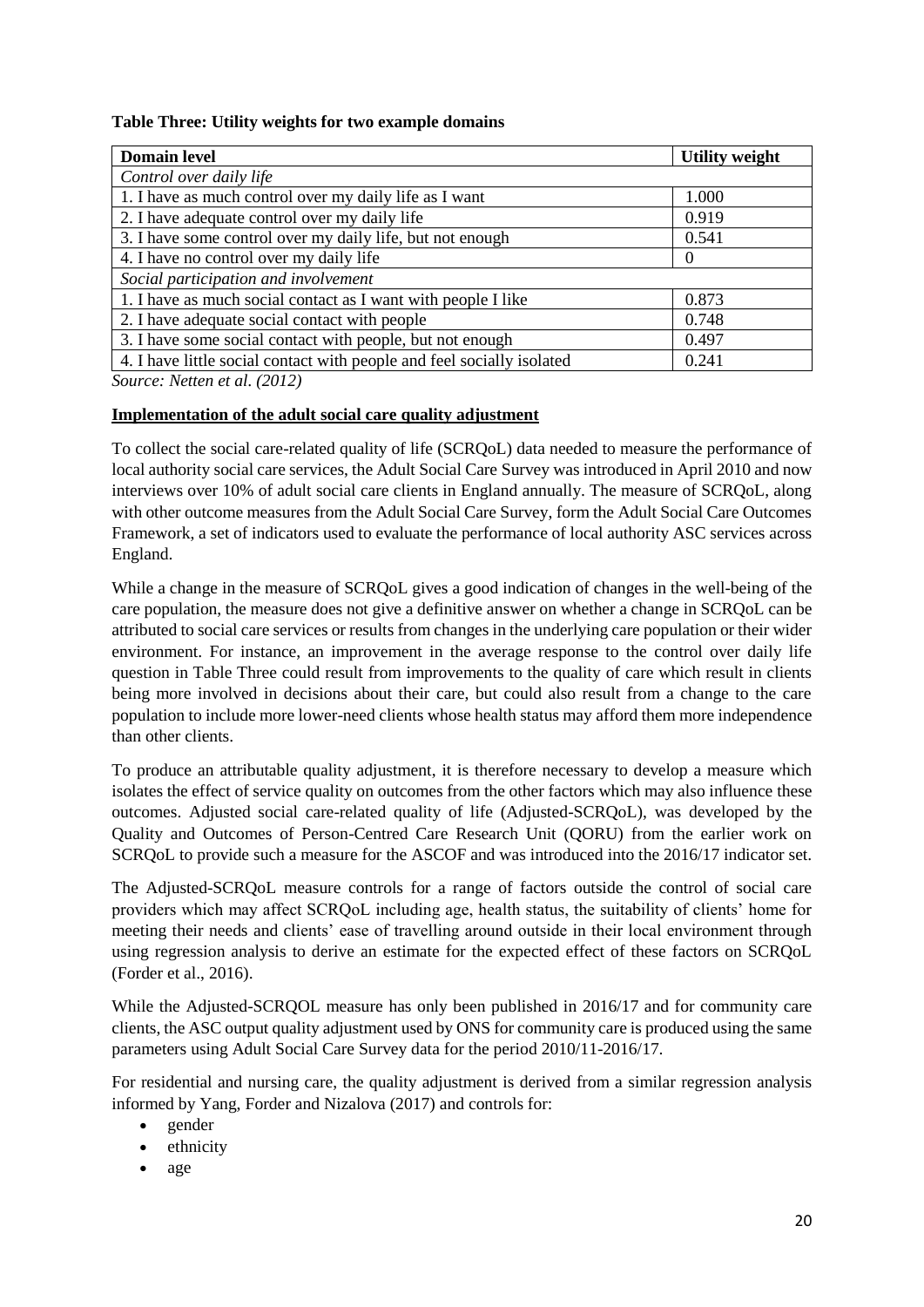**Table Three: Utility weights for two example domains**

| Domain level | Utility weight |
|---|---|
| *Control over daily life* | |
| 1. I have as much control over my daily life as I want | 1.000 |
| 2. I have adequate control over my daily life | 0.919 |
| 3. I have some control over my daily life, but not enough | 0.541 |
| 4. I have no control over my daily life | 0 |
| *Social participation and involvement* | |
| 1. I have as much social contact as I want with people I like | 0.873 |
| 2. I have adequate social contact with people | 0.748 |
| 3. I have some social contact with people, but not enough | 0.497 |
| 4. I have little social contact with people and feel socially isolated | 0.241 |

*Source: Netten et al. (2012)*

**Implementation of the adult social care quality adjustment**

To collect the social care-related quality of life (SCRQoL) data needed to measure the performance of local authority social care services, the Adult Social Care Survey was introduced in April 2010 and now interviews over 10% of adult social care clients in England annually. The measure of SCRQoL, along with other outcome measures from the Adult Social Care Survey, form the Adult Social Care Outcomes Framework, a set of indicators used to evaluate the performance of local authority ASC services across England.

While a change in the measure of SCRQoL gives a good indication of changes in the well-being of the care population, the measure does not give a definitive answer on whether a change in SCRQoL can be attributed to social care services or results from changes in the underlying care population or their wider environment. For instance, an improvement in the average response to the control over daily life question in Table Three could result from improvements to the quality of care which result in clients being more involved in decisions about their care, but could also result from a change to the care population to include more lower-need clients whose health status may afford them more independence than other clients.

To produce an attributable quality adjustment, it is therefore necessary to develop a measure which isolates the effect of service quality on outcomes from the other factors which may also influence these outcomes. Adjusted social care-related quality of life (Adjusted-SCRQoL), was developed by the Quality and Outcomes of Person-Centred Care Research Unit (QORU) from the earlier work on SCRQoL to provide such a measure for the ASCOF and was introduced into the 2016/17 indicator set.

The Adjusted-SCRQoL measure controls for a range of factors outside the control of social care providers which may affect SCRQoL including age, health status, the suitability of clients' home for meeting their needs and clients' ease of travelling around outside in their local environment through using regression analysis to derive an estimate for the expected effect of these factors on SCRQoL (Forder et al., 2016).

While the Adjusted-SCRQOL measure has only been published in 2016/17 and for community care clients, the ASC output quality adjustment used by ONS for community care is produced using the same parameters using Adult Social Care Survey data for the period 2010/11-2016/17.

For residential and nursing care, the quality adjustment is derived from a similar regression analysis informed by Yang, Forder and Nizalova (2017) and controls for:

- gender
- ethnicity
- age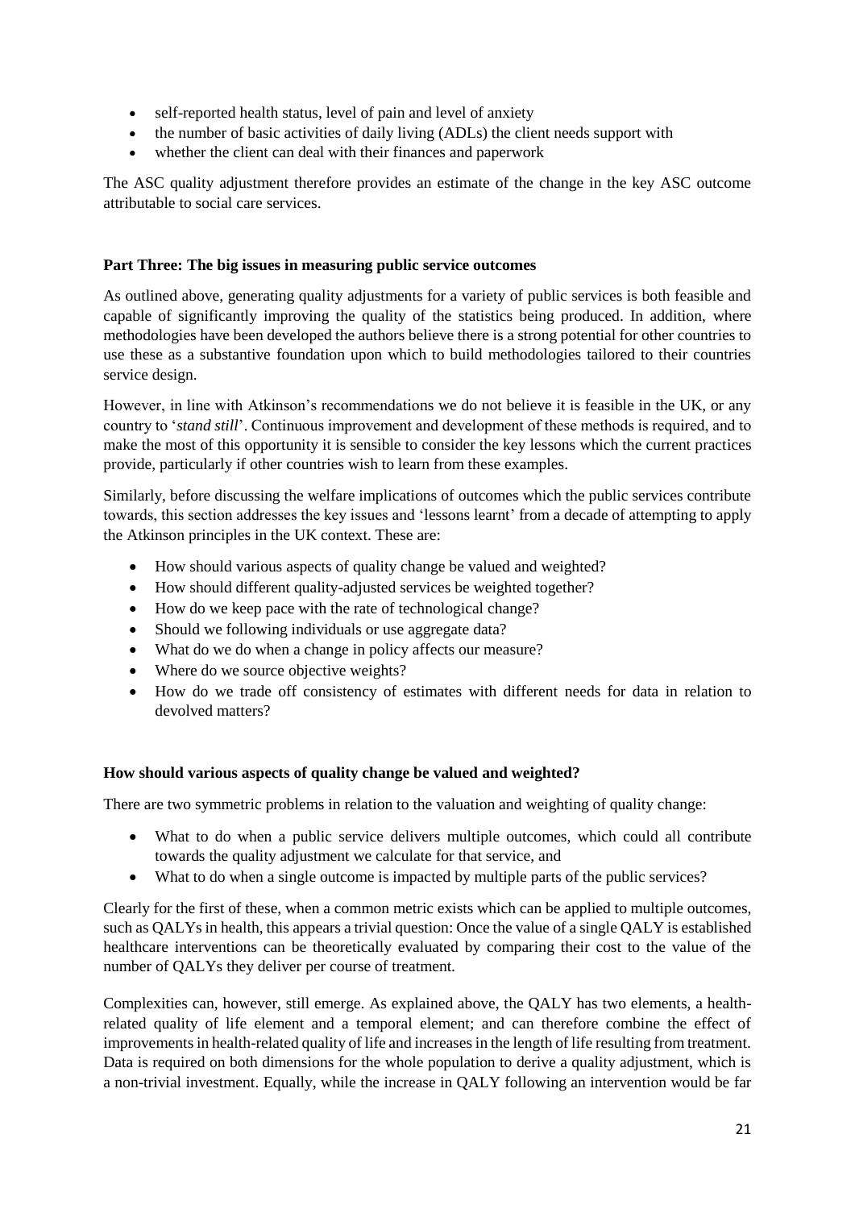- self-reported health status, level of pain and level of anxiety
- the number of basic activities of daily living (ADLs) the client needs support with
- whether the client can deal with their finances and paperwork

The ASC quality adjustment therefore provides an estimate of the change in the key ASC outcome attributable to social care services.

**Part Three: The big issues in measuring public service outcomes**

As outlined above, generating quality adjustments for a variety of public services is both feasible and capable of significantly improving the quality of the statistics being produced. In addition, where methodologies have been developed the authors believe there is a strong potential for other countries to use these as a substantive foundation upon which to build methodologies tailored to their countries service design.

However, in line with Atkinson's recommendations we do not believe it is feasible in the UK, or any country to '*stand still*'. Continuous improvement and development of these methods is required, and to make the most of this opportunity it is sensible to consider the key lessons which the current practices provide, particularly if other countries wish to learn from these examples.

Similarly, before discussing the welfare implications of outcomes which the public services contribute towards, this section addresses the key issues and 'lessons learnt' from a decade of attempting to apply the Atkinson principles in the UK context. These are:

- How should various aspects of quality change be valued and weighted?
- How should different quality-adjusted services be weighted together?
- How do we keep pace with the rate of technological change?
- Should we following individuals or use aggregate data?
- What do we do when a change in policy affects our measure?
- Where do we source objective weights?
- How do we trade off consistency of estimates with different needs for data in relation to devolved matters?

**How should various aspects of quality change be valued and weighted?**

There are two symmetric problems in relation to the valuation and weighting of quality change:

- What to do when a public service delivers multiple outcomes, which could all contribute towards the quality adjustment we calculate for that service, and
- What to do when a single outcome is impacted by multiple parts of the public services?

Clearly for the first of these, when a common metric exists which can be applied to multiple outcomes, such as QALYs in health, this appears a trivial question: Once the value of a single QALY is established healthcare interventions can be theoretically evaluated by comparing their cost to the value of the number of QALYs they deliver per course of treatment.

Complexities can, however, still emerge. As explained above, the QALY has two elements, a health-related quality of life element and a temporal element; and can therefore combine the effect of improvements in health-related quality of life and increases in the length of life resulting from treatment. Data is required on both dimensions for the whole population to derive a quality adjustment, which is a non-trivial investment. Equally, while the increase in QALY following an intervention would be far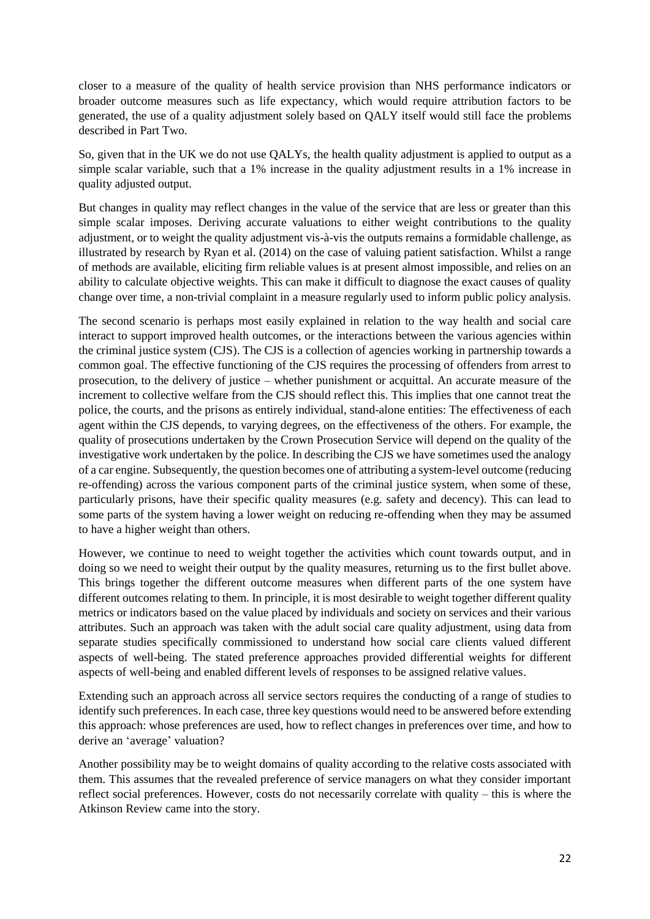closer to a measure of the quality of health service provision than NHS performance indicators or broader outcome measures such as life expectancy, which would require attribution factors to be generated, the use of a quality adjustment solely based on QALY itself would still face the problems described in Part Two.

So, given that in the UK we do not use QALYs, the health quality adjustment is applied to output as a simple scalar variable, such that a 1% increase in the quality adjustment results in a 1% increase in quality adjusted output.

But changes in quality may reflect changes in the value of the service that are less or greater than this simple scalar imposes. Deriving accurate valuations to either weight contributions to the quality adjustment, or to weight the quality adjustment vis-à-vis the outputs remains a formidable challenge, as illustrated by research by Ryan et al. (2014) on the case of valuing patient satisfaction. Whilst a range of methods are available, eliciting firm reliable values is at present almost impossible, and relies on an ability to calculate objective weights. This can make it difficult to diagnose the exact causes of quality change over time, a non-trivial complaint in a measure regularly used to inform public policy analysis.

The second scenario is perhaps most easily explained in relation to the way health and social care interact to support improved health outcomes, or the interactions between the various agencies within the criminal justice system (CJS). The CJS is a collection of agencies working in partnership towards a common goal. The effective functioning of the CJS requires the processing of offenders from arrest to prosecution, to the delivery of justice – whether punishment or acquittal. An accurate measure of the increment to collective welfare from the CJS should reflect this. This implies that one cannot treat the police, the courts, and the prisons as entirely individual, stand-alone entities: The effectiveness of each agent within the CJS depends, to varying degrees, on the effectiveness of the others. For example, the quality of prosecutions undertaken by the Crown Prosecution Service will depend on the quality of the investigative work undertaken by the police. In describing the CJS we have sometimes used the analogy of a car engine. Subsequently, the question becomes one of attributing a system-level outcome (reducing re-offending) across the various component parts of the criminal justice system, when some of these, particularly prisons, have their specific quality measures (e.g. safety and decency). This can lead to some parts of the system having a lower weight on reducing re-offending when they may be assumed to have a higher weight than others.

However, we continue to need to weight together the activities which count towards output, and in doing so we need to weight their output by the quality measures, returning us to the first bullet above. This brings together the different outcome measures when different parts of the one system have different outcomes relating to them. In principle, it is most desirable to weight together different quality metrics or indicators based on the value placed by individuals and society on services and their various attributes. Such an approach was taken with the adult social care quality adjustment, using data from separate studies specifically commissioned to understand how social care clients valued different aspects of well-being. The stated preference approaches provided differential weights for different aspects of well-being and enabled different levels of responses to be assigned relative values.

Extending such an approach across all service sectors requires the conducting of a range of studies to identify such preferences. In each case, three key questions would need to be answered before extending this approach: whose preferences are used, how to reflect changes in preferences over time, and how to derive an 'average' valuation?

Another possibility may be to weight domains of quality according to the relative costs associated with them. This assumes that the revealed preference of service managers on what they consider important reflect social preferences. However, costs do not necessarily correlate with quality – this is where the Atkinson Review came into the story.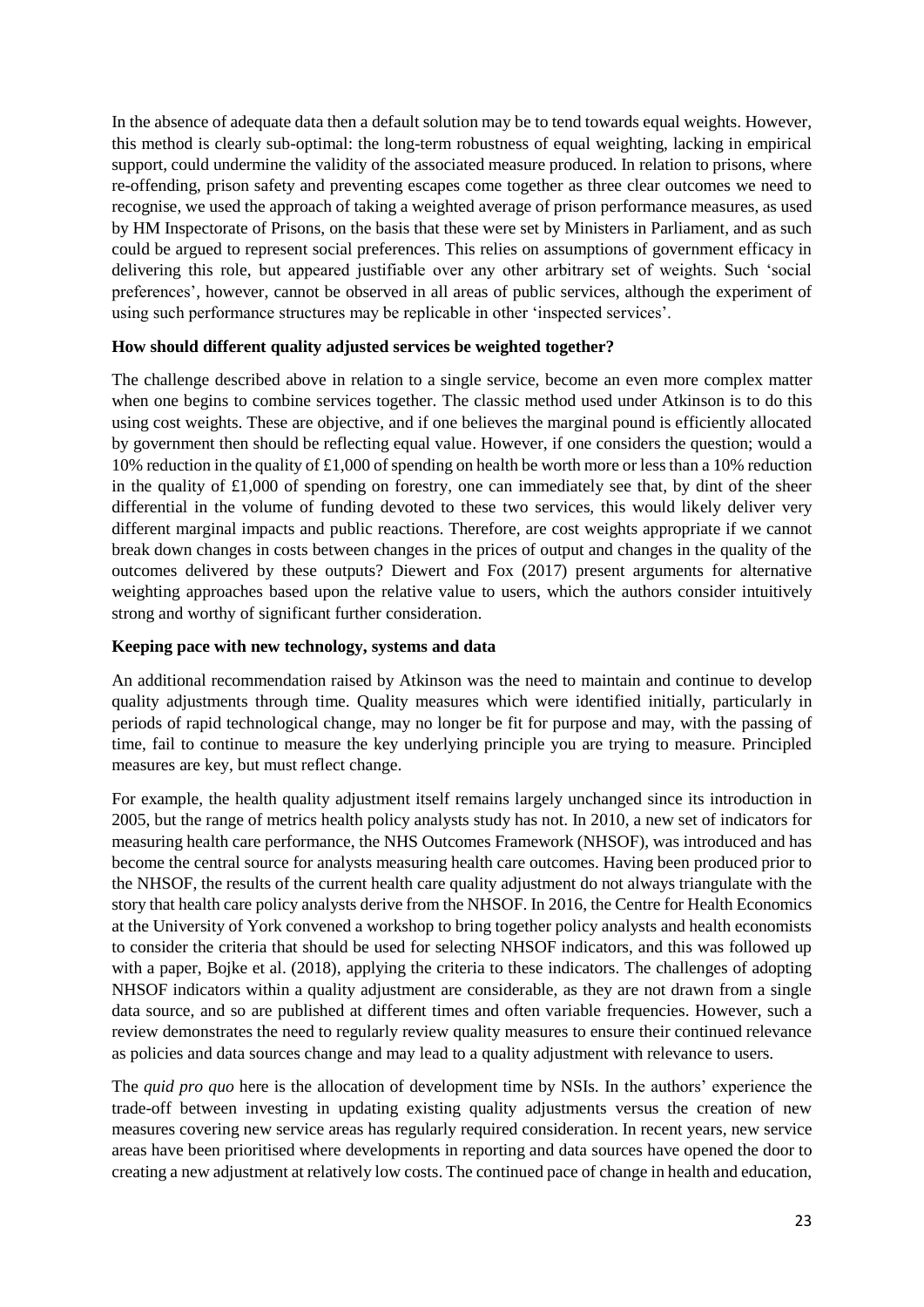In the absence of adequate data then a default solution may be to tend towards equal weights. However, this method is clearly sub-optimal: the long-term robustness of equal weighting, lacking in empirical support, could undermine the validity of the associated measure produced. In relation to prisons, where re-offending, prison safety and preventing escapes come together as three clear outcomes we need to recognise, we used the approach of taking a weighted average of prison performance measures, as used by HM Inspectorate of Prisons, on the basis that these were set by Ministers in Parliament, and as such could be argued to represent social preferences. This relies on assumptions of government efficacy in delivering this role, but appeared justifiable over any other arbitrary set of weights. Such 'social preferences', however, cannot be observed in all areas of public services, although the experiment of using such performance structures may be replicable in other 'inspected services'.

**How should different quality adjusted services be weighted together?**

The challenge described above in relation to a single service, become an even more complex matter when one begins to combine services together. The classic method used under Atkinson is to do this using cost weights. These are objective, and if one believes the marginal pound is efficiently allocated by government then should be reflecting equal value. However, if one considers the question; would a 10% reduction in the quality of £1,000 of spending on health be worth more or less than a 10% reduction in the quality of £1,000 of spending on forestry, one can immediately see that, by dint of the sheer differential in the volume of funding devoted to these two services, this would likely deliver very different marginal impacts and public reactions. Therefore, are cost weights appropriate if we cannot break down changes in costs between changes in the prices of output and changes in the quality of the outcomes delivered by these outputs? Diewert and Fox (2017) present arguments for alternative weighting approaches based upon the relative value to users, which the authors consider intuitively strong and worthy of significant further consideration.

**Keeping pace with new technology, systems and data**

An additional recommendation raised by Atkinson was the need to maintain and continue to develop quality adjustments through time. Quality measures which were identified initially, particularly in periods of rapid technological change, may no longer be fit for purpose and may, with the passing of time, fail to continue to measure the key underlying principle you are trying to measure. Principled measures are key, but must reflect change.

For example, the health quality adjustment itself remains largely unchanged since its introduction in 2005, but the range of metrics health policy analysts study has not. In 2010, a new set of indicators for measuring health care performance, the NHS Outcomes Framework (NHSOF), was introduced and has become the central source for analysts measuring health care outcomes. Having been produced prior to the NHSOF, the results of the current health care quality adjustment do not always triangulate with the story that health care policy analysts derive from the NHSOF. In 2016, the Centre for Health Economics at the University of York convened a workshop to bring together policy analysts and health economists to consider the criteria that should be used for selecting NHSOF indicators, and this was followed up with a paper, Bojke et al. (2018), applying the criteria to these indicators. The challenges of adopting NHSOF indicators within a quality adjustment are considerable, as they are not drawn from a single data source, and so are published at different times and often variable frequencies. However, such a review demonstrates the need to regularly review quality measures to ensure their continued relevance as policies and data sources change and may lead to a quality adjustment with relevance to users.

The *quid pro quo* here is the allocation of development time by NSIs. In the authors' experience the trade-off between investing in updating existing quality adjustments versus the creation of new measures covering new service areas has regularly required consideration. In recent years, new service areas have been prioritised where developments in reporting and data sources have opened the door to creating a new adjustment at relatively low costs. The continued pace of change in health and education,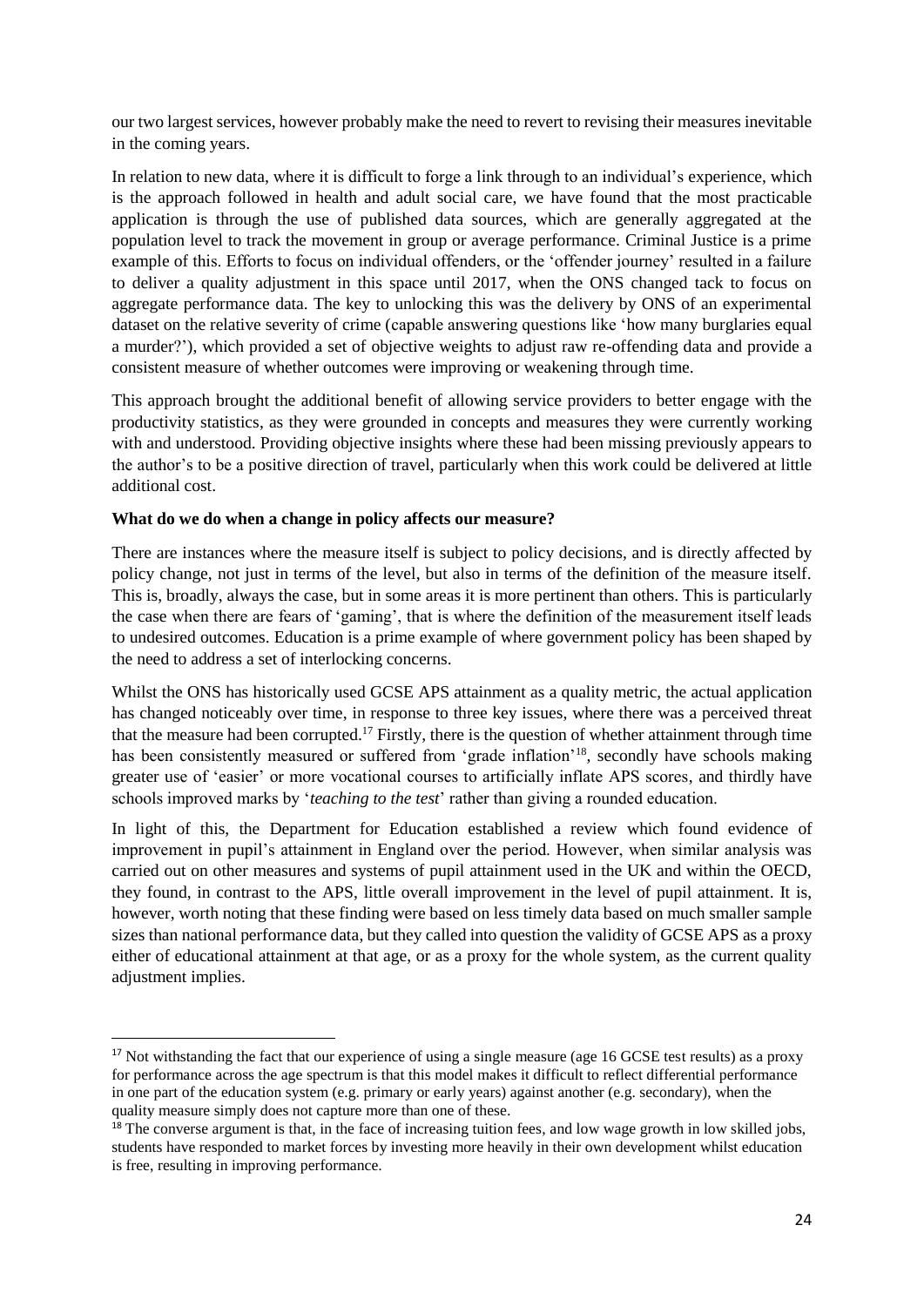our two largest services, however probably make the need to revert to revising their measures inevitable in the coming years.

In relation to new data, where it is difficult to forge a link through to an individual's experience, which is the approach followed in health and adult social care, we have found that the most practicable application is through the use of published data sources, which are generally aggregated at the population level to track the movement in group or average performance. Criminal Justice is a prime example of this. Efforts to focus on individual offenders, or the 'offender journey' resulted in a failure to deliver a quality adjustment in this space until 2017, when the ONS changed tack to focus on aggregate performance data. The key to unlocking this was the delivery by ONS of an experimental dataset on the relative severity of crime (capable answering questions like 'how many burglaries equal a murder?'), which provided a set of objective weights to adjust raw re-offending data and provide a consistent measure of whether outcomes were improving or weakening through time.

This approach brought the additional benefit of allowing service providers to better engage with the productivity statistics, as they were grounded in concepts and measures they were currently working with and understood. Providing objective insights where these had been missing previously appears to the author's to be a positive direction of travel, particularly when this work could be delivered at little additional cost.

**What do we do when a change in policy affects our measure?**

There are instances where the measure itself is subject to policy decisions, and is directly affected by policy change, not just in terms of the level, but also in terms of the definition of the measure itself. This is, broadly, always the case, but in some areas it is more pertinent than others. This is particularly the case when there are fears of 'gaming', that is where the definition of the measurement itself leads to undesired outcomes. Education is a prime example of where government policy has been shaped by the need to address a set of interlocking concerns.

Whilst the ONS has historically used GCSE APS attainment as a quality metric, the actual application has changed noticeably over time, in response to three key issues, where there was a perceived threat that the measure had been corrupted.[17] Firstly, there is the question of whether attainment through time has been consistently measured or suffered from 'grade inflation'[18], secondly have schools making greater use of 'easier' or more vocational courses to artificially inflate APS scores, and thirdly have schools improved marks by '*teaching to the test*' rather than giving a rounded education.

In light of this, the Department for Education established a review which found evidence of improvement in pupil's attainment in England over the period. However, when similar analysis was carried out on other measures and systems of pupil attainment used in the UK and within the OECD, they found, in contrast to the APS, little overall improvement in the level of pupil attainment. It is, however, worth noting that these finding were based on less timely data based on much smaller sample sizes than national performance data, but they called into question the validity of GCSE APS as a proxy either of educational attainment at that age, or as a proxy for the whole system, as the current quality adjustment implies.

[17] Not withstanding the fact that our experience of using a single measure (age 16 GCSE test results) as a proxy for performance across the age spectrum is that this model makes it difficult to reflect differential performance in one part of the education system (e.g. primary or early years) against another (e.g. secondary), when the quality measure simply does not capture more than one of these.

[18] The converse argument is that, in the face of increasing tuition fees, and low wage growth in low skilled jobs, students have responded to market forces by investing more heavily in their own development whilst education is free, resulting in improving performance.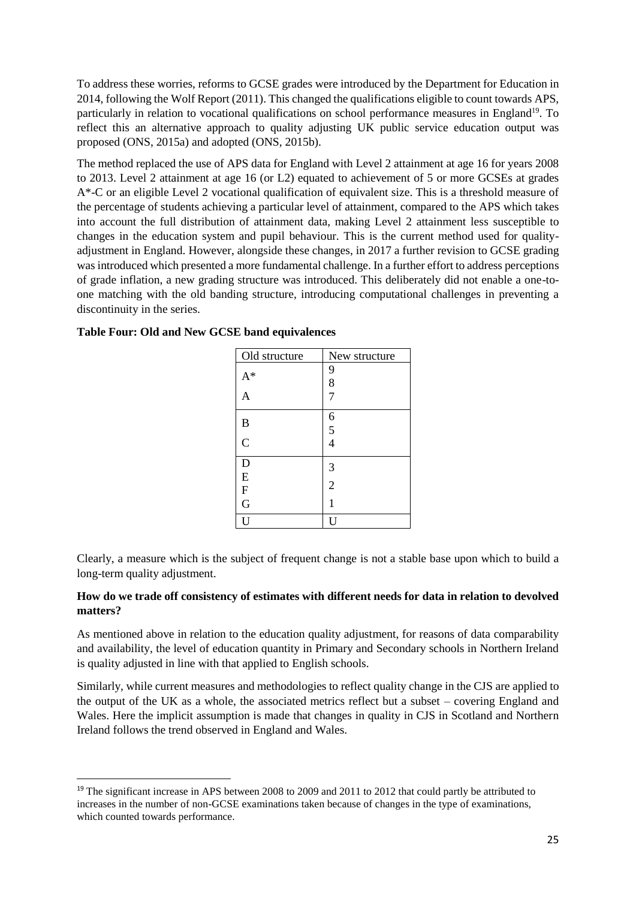To address these worries, reforms to GCSE grades were introduced by the Department for Education in 2014, following the Wolf Report (2011). This changed the qualifications eligible to count towards APS, particularly in relation to vocational qualifications on school performance measures in England[19]. To reflect this an alternative approach to quality adjusting UK public service education output was proposed (ONS, 2015a) and adopted (ONS, 2015b).

The method replaced the use of APS data for England with Level 2 attainment at age 16 for years 2008 to 2013. Level 2 attainment at age 16 (or L2) equated to achievement of 5 or more GCSEs at grades A*-C or an eligible Level 2 vocational qualification of equivalent size. This is a threshold measure of the percentage of students achieving a particular level of attainment, compared to the APS which takes into account the full distribution of attainment data, making Level 2 attainment less susceptible to changes in the education system and pupil behaviour. This is the current method used for quality-adjustment in England. However, alongside these changes, in 2017 a further revision to GCSE grading was introduced which presented a more fundamental challenge. In a further effort to address perceptions of grade inflation, a new grading structure was introduced. This deliberately did not enable a one-to-one matching with the old banding structure, introducing computational challenges in preventing a discontinuity in the series.

**Table Four: Old and New GCSE band equivalences**

| Old structure | New structure |
|---|---|
| A*, A | 9, 8, 7 |
| B, C | 6, 5, 4 |
| D, E, F, G | 3, 2, 1 |
| U | U |

Clearly, a measure which is the subject of frequent change is not a stable base upon which to build a long-term quality adjustment.

**How do we trade off consistency of estimates with different needs for data in relation to devolved matters?**

As mentioned above in relation to the education quality adjustment, for reasons of data comparability and availability, the level of education quantity in Primary and Secondary schools in Northern Ireland is quality adjusted in line with that applied to English schools.

Similarly, while current measures and methodologies to reflect quality change in the CJS are applied to the output of the UK as a whole, the associated metrics reflect but a subset – covering England and Wales. Here the implicit assumption is made that changes in quality in CJS in Scotland and Northern Ireland follows the trend observed in England and Wales.

[19] The significant increase in APS between 2008 to 2009 and 2011 to 2012 that could partly be attributed to increases in the number of non-GCSE examinations taken because of changes in the type of examinations, which counted towards performance.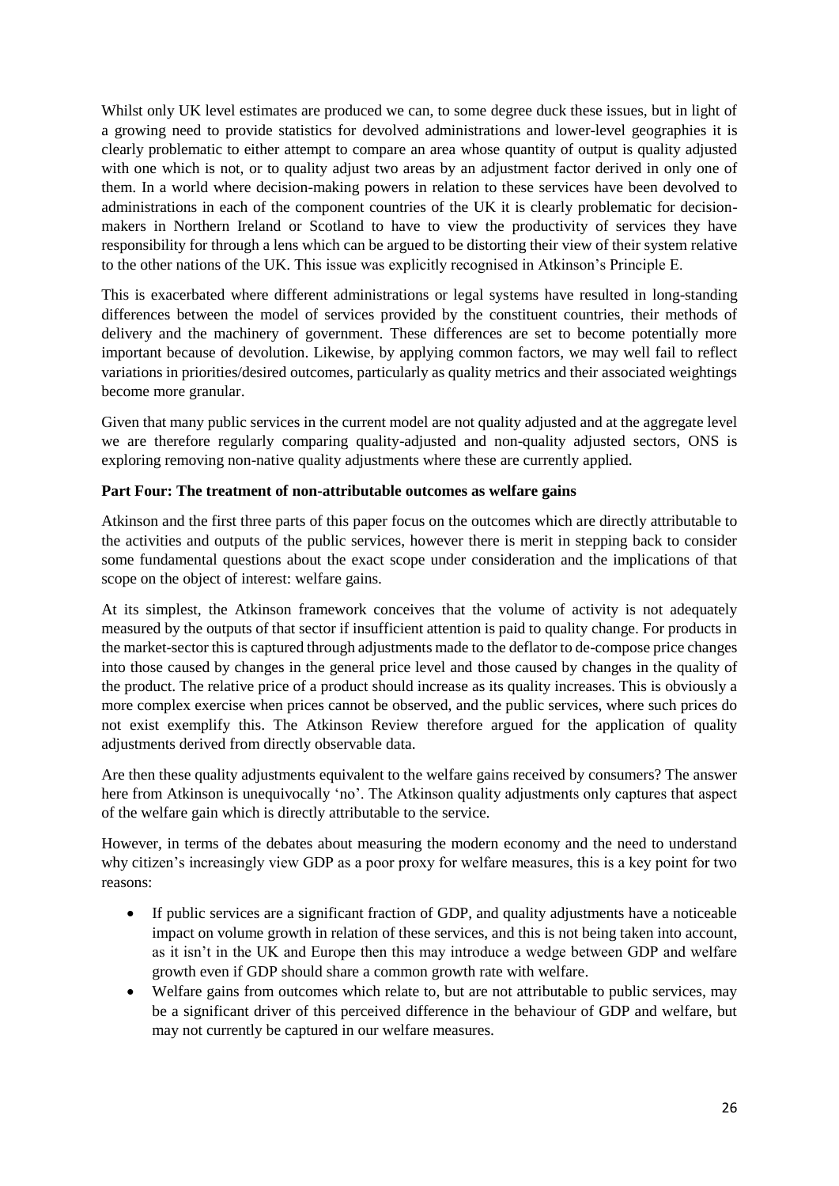Whilst only UK level estimates are produced we can, to some degree duck these issues, but in light of a growing need to provide statistics for devolved administrations and lower-level geographies it is clearly problematic to either attempt to compare an area whose quantity of output is quality adjusted with one which is not, or to quality adjust two areas by an adjustment factor derived in only one of them. In a world where decision-making powers in relation to these services have been devolved to administrations in each of the component countries of the UK it is clearly problematic for decision-makers in Northern Ireland or Scotland to have to view the productivity of services they have responsibility for through a lens which can be argued to be distorting their view of their system relative to the other nations of the UK. This issue was explicitly recognised in Atkinson's Principle E.

This is exacerbated where different administrations or legal systems have resulted in long-standing differences between the model of services provided by the constituent countries, their methods of delivery and the machinery of government. These differences are set to become potentially more important because of devolution. Likewise, by applying common factors, we may well fail to reflect variations in priorities/desired outcomes, particularly as quality metrics and their associated weightings become more granular.

Given that many public services in the current model are not quality adjusted and at the aggregate level we are therefore regularly comparing quality-adjusted and non-quality adjusted sectors, ONS is exploring removing non-native quality adjustments where these are currently applied.

**Part Four: The treatment of non-attributable outcomes as welfare gains**

Atkinson and the first three parts of this paper focus on the outcomes which are directly attributable to the activities and outputs of the public services, however there is merit in stepping back to consider some fundamental questions about the exact scope under consideration and the implications of that scope on the object of interest: welfare gains.

At its simplest, the Atkinson framework conceives that the volume of activity is not adequately measured by the outputs of that sector if insufficient attention is paid to quality change. For products in the market-sector this is captured through adjustments made to the deflator to de-compose price changes into those caused by changes in the general price level and those caused by changes in the quality of the product. The relative price of a product should increase as its quality increases. This is obviously a more complex exercise when prices cannot be observed, and the public services, where such prices do not exist exemplify this. The Atkinson Review therefore argued for the application of quality adjustments derived from directly observable data.

Are then these quality adjustments equivalent to the welfare gains received by consumers? The answer here from Atkinson is unequivocally 'no'. The Atkinson quality adjustments only captures that aspect of the welfare gain which is directly attributable to the service.

However, in terms of the debates about measuring the modern economy and the need to understand why citizen's increasingly view GDP as a poor proxy for welfare measures, this is a key point for two reasons:

- If public services are a significant fraction of GDP, and quality adjustments have a noticeable impact on volume growth in relation of these services, and this is not being taken into account, as it isn't in the UK and Europe then this may introduce a wedge between GDP and welfare growth even if GDP should share a common growth rate with welfare.
- Welfare gains from outcomes which relate to, but are not attributable to public services, may be a significant driver of this perceived difference in the behaviour of GDP and welfare, but may not currently be captured in our welfare measures.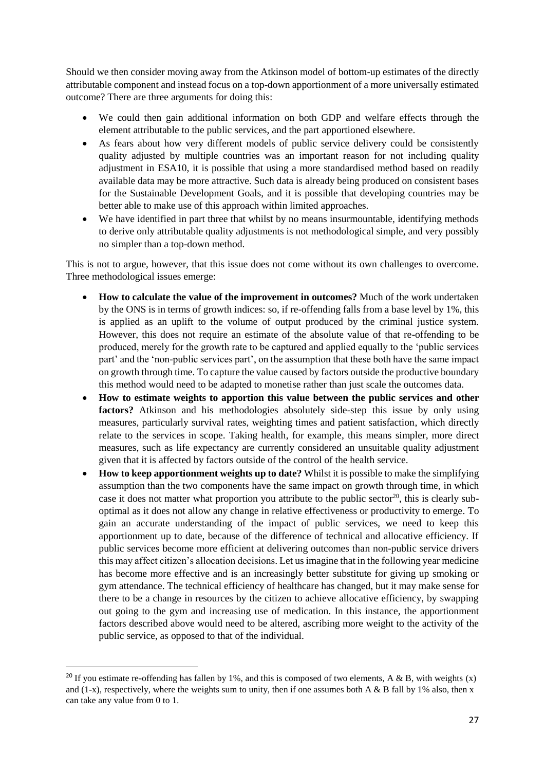Should we then consider moving away from the Atkinson model of bottom-up estimates of the directly attributable component and instead focus on a top-down apportionment of a more universally estimated outcome? There are three arguments for doing this:

- We could then gain additional information on both GDP and welfare effects through the element attributable to the public services, and the part apportioned elsewhere.
- As fears about how very different models of public service delivery could be consistently quality adjusted by multiple countries was an important reason for not including quality adjustment in ESA10, it is possible that using a more standardised method based on readily available data may be more attractive. Such data is already being produced on consistent bases for the Sustainable Development Goals, and it is possible that developing countries may be better able to make use of this approach within limited approaches.
- We have identified in part three that whilst by no means insurmountable, identifying methods to derive only attributable quality adjustments is not methodological simple, and very possibly no simpler than a top-down method.

This is not to argue, however, that this issue does not come without its own challenges to overcome. Three methodological issues emerge:

- **How to calculate the value of the improvement in outcomes?** Much of the work undertaken by the ONS is in terms of growth indices: so, if re-offending falls from a base level by 1%, this is applied as an uplift to the volume of output produced by the criminal justice system. However, this does not require an estimate of the absolute value of that re-offending to be produced, merely for the growth rate to be captured and applied equally to the 'public services part' and the 'non-public services part', on the assumption that these both have the same impact on growth through time. To capture the value caused by factors outside the productive boundary this method would need to be adapted to monetise rather than just scale the outcomes data.
- **How to estimate weights to apportion this value between the public services and other factors?** Atkinson and his methodologies absolutely side-step this issue by only using measures, particularly survival rates, weighting times and patient satisfaction, which directly relate to the services in scope. Taking health, for example, this means simpler, more direct measures, such as life expectancy are currently considered an unsuitable quality adjustment given that it is affected by factors outside of the control of the health service.
- **How to keep apportionment weights up to date?** Whilst it is possible to make the simplifying assumption than the two components have the same impact on growth through time, in which case it does not matter what proportion you attribute to the public sector[20], this is clearly sub-optimal as it does not allow any change in relative effectiveness or productivity to emerge. To gain an accurate understanding of the impact of public services, we need to keep this apportionment up to date, because of the difference of technical and allocative efficiency. If public services become more efficient at delivering outcomes than non-public service drivers this may affect citizen's allocation decisions. Let us imagine that in the following year medicine has become more effective and is an increasingly better substitute for giving up smoking or gym attendance. The technical efficiency of healthcare has changed, but it may make sense for there to be a change in resources by the citizen to achieve allocative efficiency, by swapping out going to the gym and increasing use of medication. In this instance, the apportionment factors described above would need to be altered, ascribing more weight to the activity of the public service, as opposed to that of the individual.

[20] If you estimate re-offending has fallen by 1%, and this is composed of two elements, A & B, with weights $(x)$ and $(1\text{-}x)$, respectively, where the weights sum to unity, then if one assumes both A & B fall by 1% also, then $x$ can take any value from 0 to 1.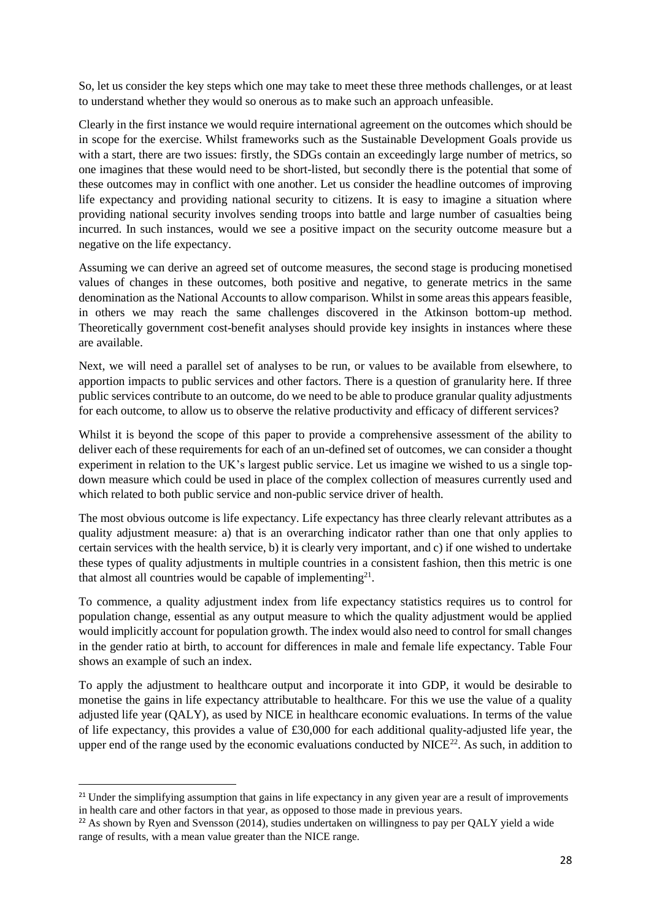So, let us consider the key steps which one may take to meet these three methods challenges, or at least to understand whether they would so onerous as to make such an approach unfeasible.

Clearly in the first instance we would require international agreement on the outcomes which should be in scope for the exercise. Whilst frameworks such as the Sustainable Development Goals provide us with a start, there are two issues: firstly, the SDGs contain an exceedingly large number of metrics, so one imagines that these would need to be short-listed, but secondly there is the potential that some of these outcomes may in conflict with one another. Let us consider the headline outcomes of improving life expectancy and providing national security to citizens. It is easy to imagine a situation where providing national security involves sending troops into battle and large number of casualties being incurred. In such instances, would we see a positive impact on the security outcome measure but a negative on the life expectancy.

Assuming we can derive an agreed set of outcome measures, the second stage is producing monetised values of changes in these outcomes, both positive and negative, to generate metrics in the same denomination as the National Accounts to allow comparison. Whilst in some areas this appears feasible, in others we may reach the same challenges discovered in the Atkinson bottom-up method. Theoretically government cost-benefit analyses should provide key insights in instances where these are available.

Next, we will need a parallel set of analyses to be run, or values to be available from elsewhere, to apportion impacts to public services and other factors. There is a question of granularity here. If three public services contribute to an outcome, do we need to be able to produce granular quality adjustments for each outcome, to allow us to observe the relative productivity and efficacy of different services?

Whilst it is beyond the scope of this paper to provide a comprehensive assessment of the ability to deliver each of these requirements for each of an un-defined set of outcomes, we can consider a thought experiment in relation to the UK's largest public service. Let us imagine we wished to us a single top-down measure which could be used in place of the complex collection of measures currently used and which related to both public service and non-public service driver of health.

The most obvious outcome is life expectancy. Life expectancy has three clearly relevant attributes as a quality adjustment measure: a) that is an overarching indicator rather than one that only applies to certain services with the health service, b) it is clearly very important, and c) if one wished to undertake these types of quality adjustments in multiple countries in a consistent fashion, then this metric is one that almost all countries would be capable of implementing[21].

To commence, a quality adjustment index from life expectancy statistics requires us to control for population change, essential as any output measure to which the quality adjustment would be applied would implicitly account for population growth. The index would also need to control for small changes in the gender ratio at birth, to account for differences in male and female life expectancy. Table Four shows an example of such an index.

To apply the adjustment to healthcare output and incorporate it into GDP, it would be desirable to monetise the gains in life expectancy attributable to healthcare. For this we use the value of a quality adjusted life year (QALY), as used by NICE in healthcare economic evaluations. In terms of the value of life expectancy, this provides a value of £30,000 for each additional quality-adjusted life year, the upper end of the range used by the economic evaluations conducted by NICE[22]. As such, in addition to

---

[21] Under the simplifying assumption that gains in life expectancy in any given year are a result of improvements in health care and other factors in that year, as opposed to those made in previous years.

[22] As shown by Ryen and Svensson (2014), studies undertaken on willingness to pay per QALY yield a wide range of results, with a mean value greater than the NICE range.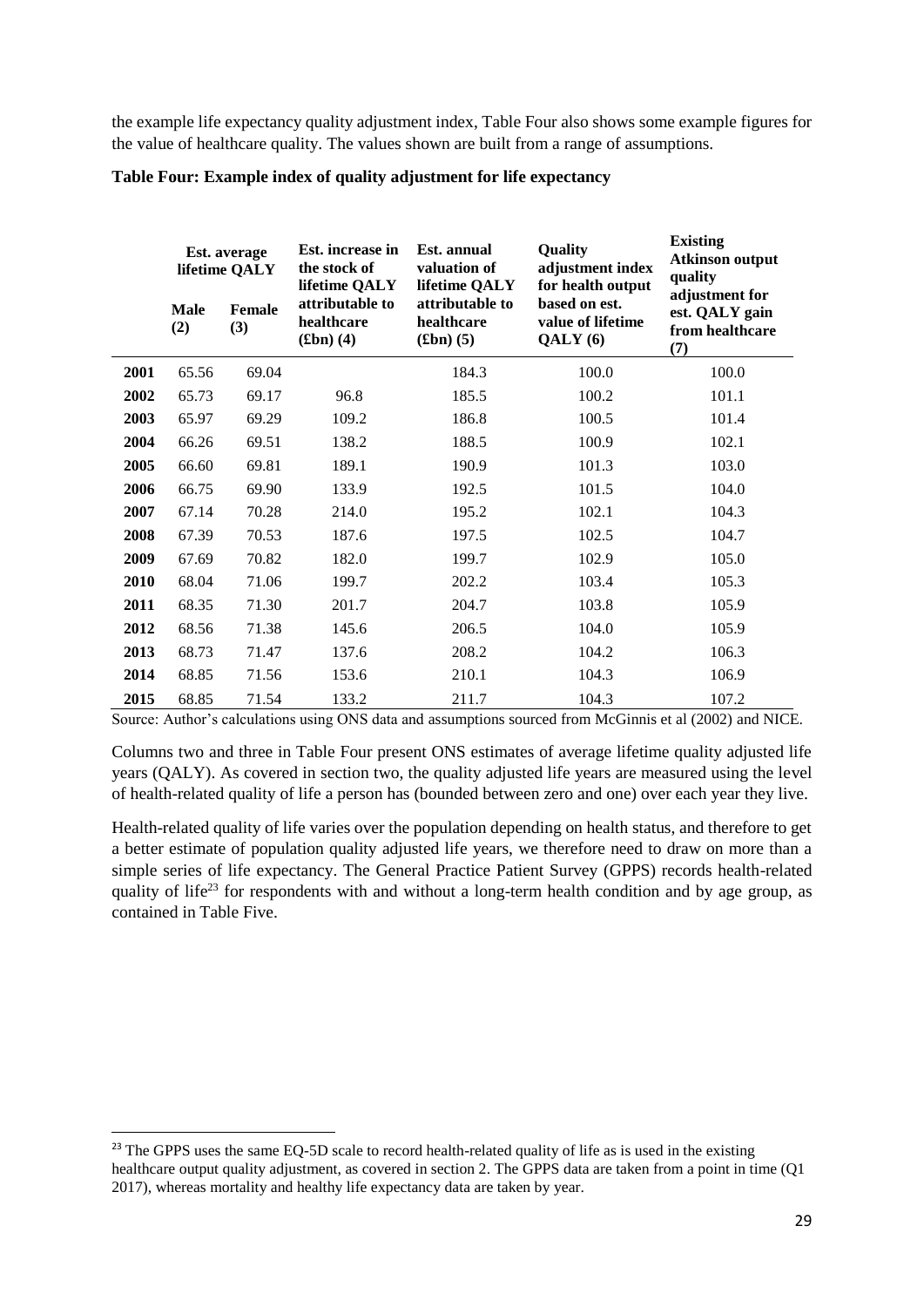the example life expectancy quality adjustment index, Table Four also shows some example figures for the value of healthcare quality. The values shown are built from a range of assumptions.

**Table Four: Example index of quality adjustment for life expectancy**

| | Est. average lifetime QALY | | Est. increase in the stock of lifetime QALY attributable to healthcare (£bn) (4) | Est. annual valuation of lifetime QALY attributable to healthcare (£bn) (5) | Quality adjustment index for health output based on est. value of lifetime QALY (6) | Existing Atkinson output quality adjustment for est. QALY gain from healthcare (7) |
|---|---|---|---|---|---|---|
| | Male (2) | Female (3) | | | | |
| **2001** | 65.56 | 69.04 | | 184.3 | 100.0 | 100.0 |
| **2002** | 65.73 | 69.17 | 96.8 | 185.5 | 100.2 | 101.1 |
| **2003** | 65.97 | 69.29 | 109.2 | 186.8 | 100.5 | 101.4 |
| **2004** | 66.26 | 69.51 | 138.2 | 188.5 | 100.9 | 102.1 |
| **2005** | 66.60 | 69.81 | 189.1 | 190.9 | 101.3 | 103.0 |
| **2006** | 66.75 | 69.90 | 133.9 | 192.5 | 101.5 | 104.0 |
| **2007** | 67.14 | 70.28 | 214.0 | 195.2 | 102.1 | 104.3 |
| **2008** | 67.39 | 70.53 | 187.6 | 197.5 | 102.5 | 104.7 |
| **2009** | 67.69 | 70.82 | 182.0 | 199.7 | 102.9 | 105.0 |
| **2010** | 68.04 | 71.06 | 199.7 | 202.2 | 103.4 | 105.3 |
| **2011** | 68.35 | 71.30 | 201.7 | 204.7 | 103.8 | 105.9 |
| **2012** | 68.56 | 71.38 | 145.6 | 206.5 | 104.0 | 105.9 |
| **2013** | 68.73 | 71.47 | 137.6 | 208.2 | 104.2 | 106.3 |
| **2014** | 68.85 | 71.56 | 153.6 | 210.1 | 104.3 | 106.9 |
| **2015** | 68.85 | 71.54 | 133.2 | 211.7 | 104.3 | 107.2 |

Source: Author's calculations using ONS data and assumptions sourced from McGinnis et al (2002) and NICE.

Columns two and three in Table Four present ONS estimates of average lifetime quality adjusted life years (QALY). As covered in section two, the quality adjusted life years are measured using the level of health-related quality of life a person has (bounded between zero and one) over each year they live.

Health-related quality of life varies over the population depending on health status, and therefore to get a better estimate of population quality adjusted life years, we therefore need to draw on more than a simple series of life expectancy. The General Practice Patient Survey (GPPS) records health-related quality of life[23] for respondents with and without a long-term health condition and by age group, as contained in Table Five.

[23] The GPPS uses the same EQ-5D scale to record health-related quality of life as is used in the existing healthcare output quality adjustment, as covered in section 2. The GPPS data are taken from a point in time (Q1 2017), whereas mortality and healthy life expectancy data are taken by year.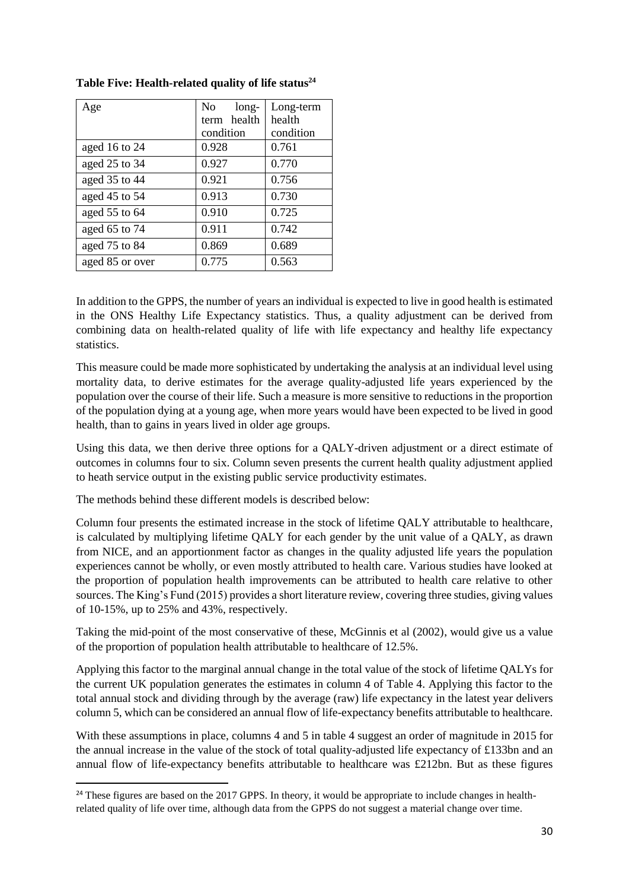**Table Five: Health-related quality of life status[24]**

| Age | No long-term health condition | Long-term health condition |
|---|---|---|
| aged 16 to 24 | 0.928 | 0.761 |
| aged 25 to 34 | 0.927 | 0.770 |
| aged 35 to 44 | 0.921 | 0.756 |
| aged 45 to 54 | 0.913 | 0.730 |
| aged 55 to 64 | 0.910 | 0.725 |
| aged 65 to 74 | 0.911 | 0.742 |
| aged 75 to 84 | 0.869 | 0.689 |
| aged 85 or over | 0.775 | 0.563 |

In addition to the GPPS, the number of years an individual is expected to live in good health is estimated in the ONS Healthy Life Expectancy statistics. Thus, a quality adjustment can be derived from combining data on health-related quality of life with life expectancy and healthy life expectancy statistics.

This measure could be made more sophisticated by undertaking the analysis at an individual level using mortality data, to derive estimates for the average quality-adjusted life years experienced by the population over the course of their life. Such a measure is more sensitive to reductions in the proportion of the population dying at a young age, when more years would have been expected to be lived in good health, than to gains in years lived in older age groups.

Using this data, we then derive three options for a QALY-driven adjustment or a direct estimate of outcomes in columns four to six. Column seven presents the current health quality adjustment applied to heath service output in the existing public service productivity estimates.

The methods behind these different models is described below:

Column four presents the estimated increase in the stock of lifetime QALY attributable to healthcare, is calculated by multiplying lifetime QALY for each gender by the unit value of a QALY, as drawn from NICE, and an apportionment factor as changes in the quality adjusted life years the population experiences cannot be wholly, or even mostly attributed to health care. Various studies have looked at the proportion of population health improvements can be attributed to health care relative to other sources. The King's Fund (2015) provides a short literature review, covering three studies, giving values of 10-15%, up to 25% and 43%, respectively.

Taking the mid-point of the most conservative of these, McGinnis et al (2002), would give us a value of the proportion of population health attributable to healthcare of 12.5%.

Applying this factor to the marginal annual change in the total value of the stock of lifetime QALYs for the current UK population generates the estimates in column 4 of Table 4. Applying this factor to the total annual stock and dividing through by the average (raw) life expectancy in the latest year delivers column 5, which can be considered an annual flow of life-expectancy benefits attributable to healthcare.

With these assumptions in place, columns 4 and 5 in table 4 suggest an order of magnitude in 2015 for the annual increase in the value of the stock of total quality-adjusted life expectancy of £133bn and an annual flow of life-expectancy benefits attributable to healthcare was £212bn. But as these figures

[24] These figures are based on the 2017 GPPS. In theory, it would be appropriate to include changes in health-related quality of life over time, although data from the GPPS do not suggest a material change over time.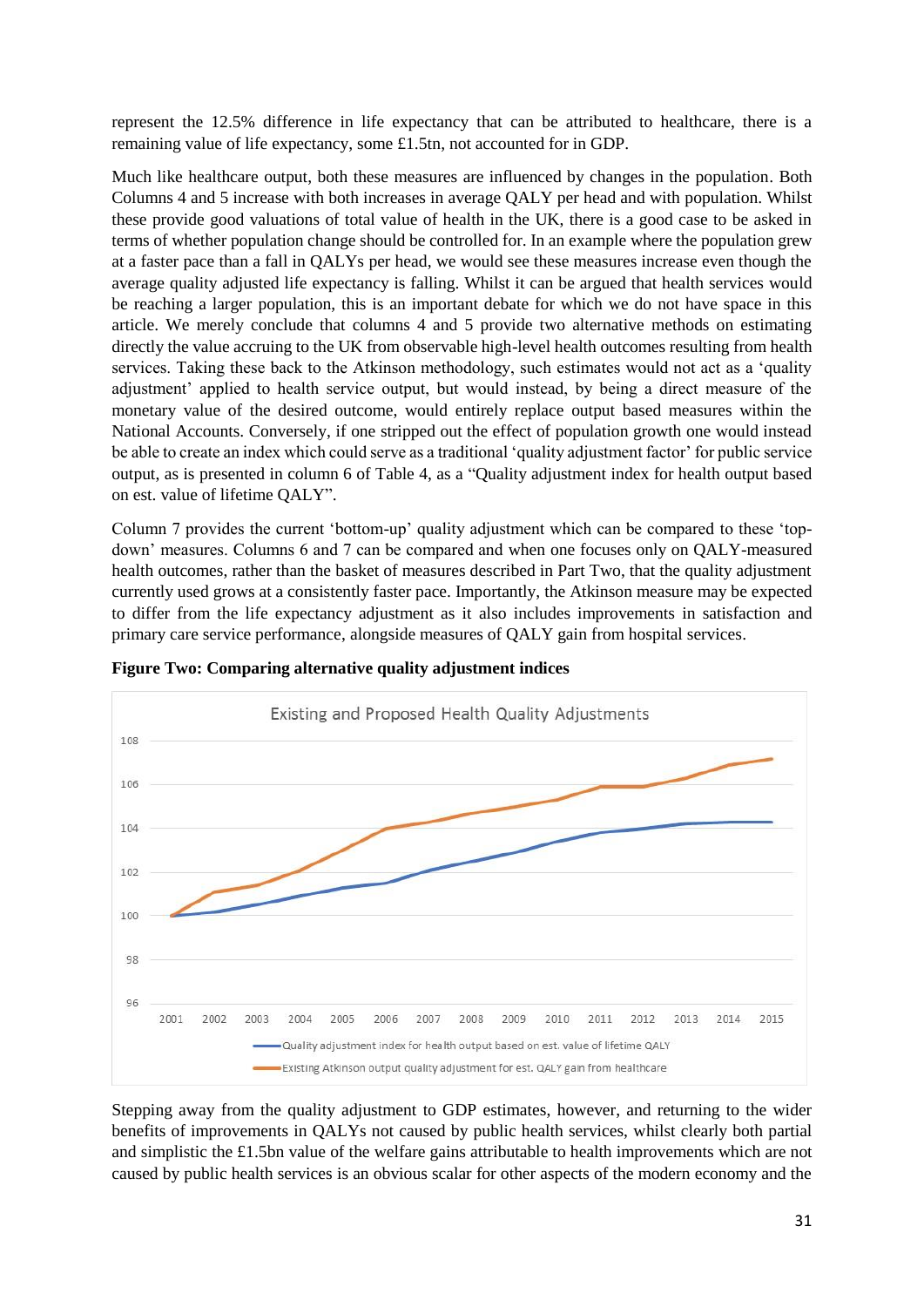represent the 12.5% difference in life expectancy that can be attributed to healthcare, there is a remaining value of life expectancy, some £1.5tn, not accounted for in GDP.

Much like healthcare output, both these measures are influenced by changes in the population. Both Columns 4 and 5 increase with both increases in average QALY per head and with population. Whilst these provide good valuations of total value of health in the UK, there is a good case to be asked in terms of whether population change should be controlled for. In an example where the population grew at a faster pace than a fall in QALYs per head, we would see these measures increase even though the average quality adjusted life expectancy is falling. Whilst it can be argued that health services would be reaching a larger population, this is an important debate for which we do not have space in this article. We merely conclude that columns 4 and 5 provide two alternative methods on estimating directly the value accruing to the UK from observable high-level health outcomes resulting from health services. Taking these back to the Atkinson methodology, such estimates would not act as a 'quality adjustment' applied to health service output, but would instead, by being a direct measure of the monetary value of the desired outcome, would entirely replace output based measures within the National Accounts. Conversely, if one stripped out the effect of population growth one would instead be able to create an index which could serve as a traditional 'quality adjustment factor' for public service output, as is presented in column 6 of Table 4, as a "Quality adjustment index for health output based on est. value of lifetime QALY".

Column 7 provides the current 'bottom-up' quality adjustment which can be compared to these 'top-down' measures. Columns 6 and 7 can be compared and when one focuses only on QALY-measured health outcomes, rather than the basket of measures described in Part Two, that the quality adjustment currently used grows at a consistently faster pace. Importantly, the Atkinson measure may be expected to differ from the life expectancy adjustment as it also includes improvements in satisfaction and primary care service performance, alongside measures of QALY gain from hospital services.

**Figure Two: Comparing alternative quality adjustment indices**

Stepping away from the quality adjustment to GDP estimates, however, and returning to the wider benefits of improvements in QALYs not caused by public health services, whilst clearly both partial and simplistic the £1.5bn value of the welfare gains attributable to health improvements which are not caused by public health services is an obvious scalar for other aspects of the modern economy and the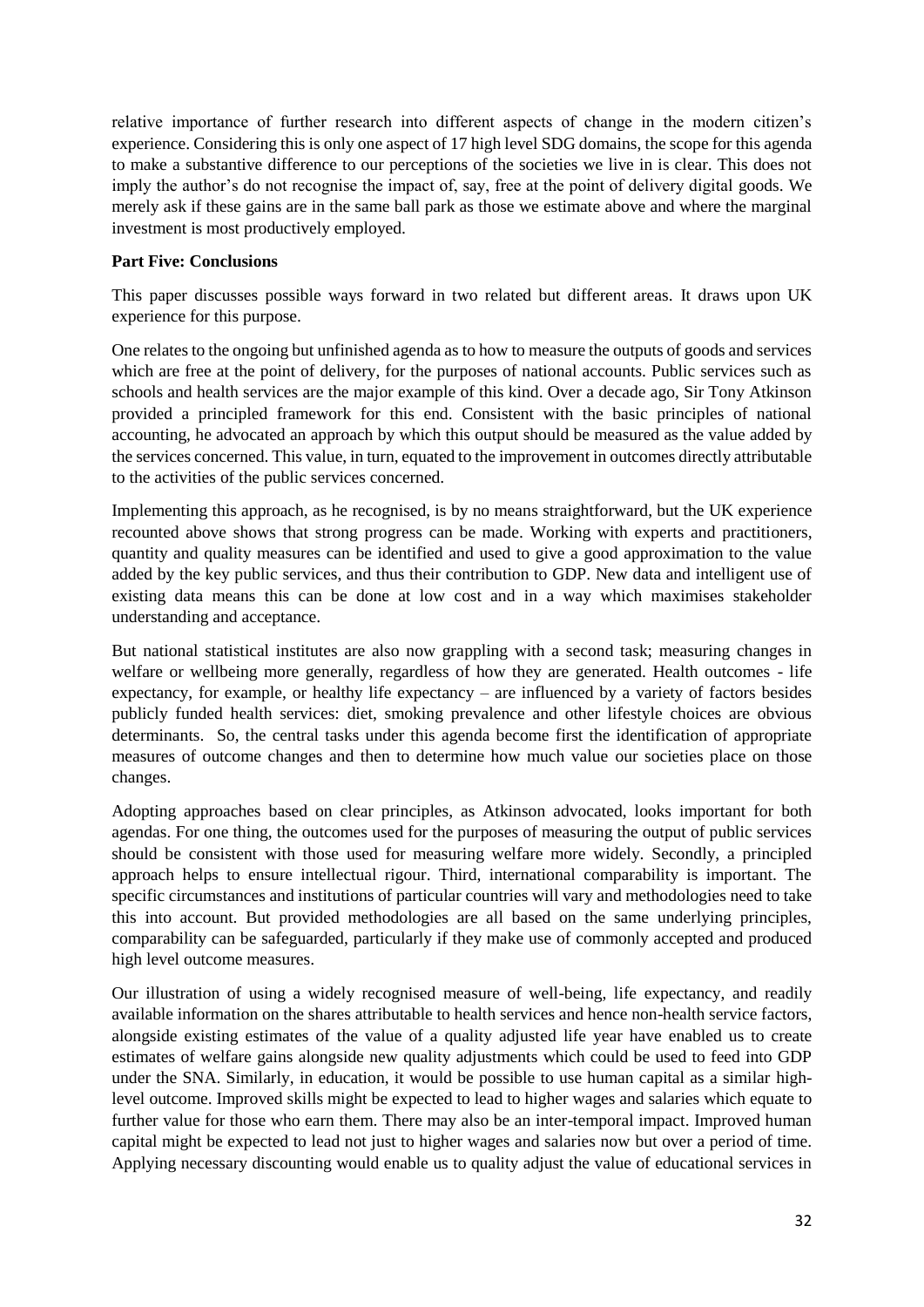relative importance of further research into different aspects of change in the modern citizen's experience. Considering this is only one aspect of 17 high level SDG domains, the scope for this agenda to make a substantive difference to our perceptions of the societies we live in is clear. This does not imply the author's do not recognise the impact of, say, free at the point of delivery digital goods. We merely ask if these gains are in the same ball park as those we estimate above and where the marginal investment is most productively employed.

**Part Five: Conclusions**

This paper discusses possible ways forward in two related but different areas. It draws upon UK experience for this purpose.

One relates to the ongoing but unfinished agenda as to how to measure the outputs of goods and services which are free at the point of delivery, for the purposes of national accounts. Public services such as schools and health services are the major example of this kind. Over a decade ago, Sir Tony Atkinson provided a principled framework for this end. Consistent with the basic principles of national accounting, he advocated an approach by which this output should be measured as the value added by the services concerned. This value, in turn, equated to the improvement in outcomes directly attributable to the activities of the public services concerned.

Implementing this approach, as he recognised, is by no means straightforward, but the UK experience recounted above shows that strong progress can be made. Working with experts and practitioners, quantity and quality measures can be identified and used to give a good approximation to the value added by the key public services, and thus their contribution to GDP. New data and intelligent use of existing data means this can be done at low cost and in a way which maximises stakeholder understanding and acceptance.

But national statistical institutes are also now grappling with a second task; measuring changes in welfare or wellbeing more generally, regardless of how they are generated. Health outcomes - life expectancy, for example, or healthy life expectancy – are influenced by a variety of factors besides publicly funded health services: diet, smoking prevalence and other lifestyle choices are obvious determinants. So, the central tasks under this agenda become first the identification of appropriate measures of outcome changes and then to determine how much value our societies place on those changes.

Adopting approaches based on clear principles, as Atkinson advocated, looks important for both agendas. For one thing, the outcomes used for the purposes of measuring the output of public services should be consistent with those used for measuring welfare more widely. Secondly, a principled approach helps to ensure intellectual rigour. Third, international comparability is important. The specific circumstances and institutions of particular countries will vary and methodologies need to take this into account. But provided methodologies are all based on the same underlying principles, comparability can be safeguarded, particularly if they make use of commonly accepted and produced high level outcome measures.

Our illustration of using a widely recognised measure of well-being, life expectancy, and readily available information on the shares attributable to health services and hence non-health service factors, alongside existing estimates of the value of a quality adjusted life year have enabled us to create estimates of welfare gains alongside new quality adjustments which could be used to feed into GDP under the SNA. Similarly, in education, it would be possible to use human capital as a similar high-level outcome. Improved skills might be expected to lead to higher wages and salaries which equate to further value for those who earn them. There may also be an inter-temporal impact. Improved human capital might be expected to lead not just to higher wages and salaries now but over a period of time. Applying necessary discounting would enable us to quality adjust the value of educational services in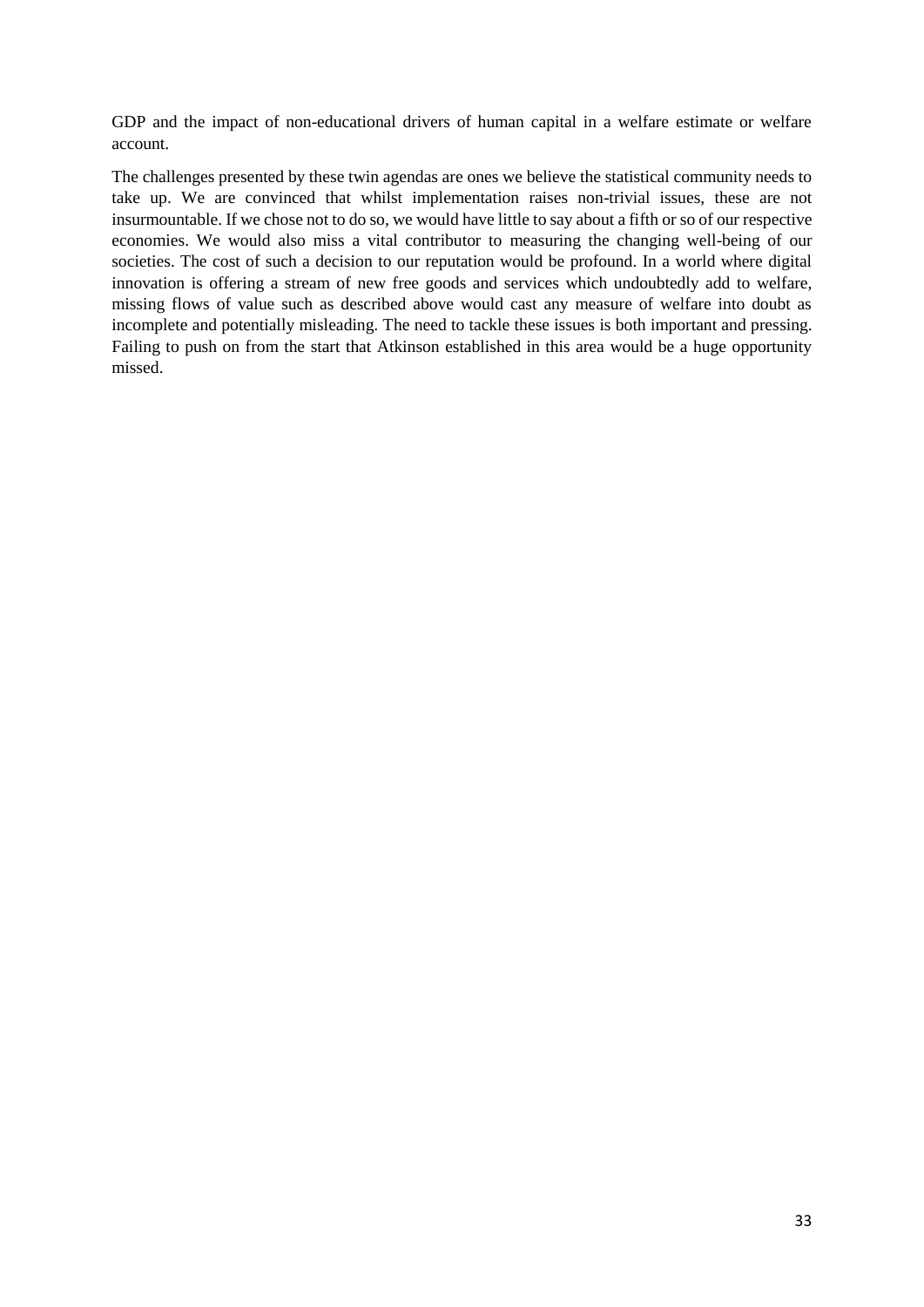GDP and the impact of non-educational drivers of human capital in a welfare estimate or welfare account.

The challenges presented by these twin agendas are ones we believe the statistical community needs to take up. We are convinced that whilst implementation raises non-trivial issues, these are not insurmountable. If we chose not to do so, we would have little to say about a fifth or so of our respective economies. We would also miss a vital contributor to measuring the changing well-being of our societies. The cost of such a decision to our reputation would be profound. In a world where digital innovation is offering a stream of new free goods and services which undoubtedly add to welfare, missing flows of value such as described above would cast any measure of welfare into doubt as incomplete and potentially misleading. The need to tackle these issues is both important and pressing. Failing to push on from the start that Atkinson established in this area would be a huge opportunity missed.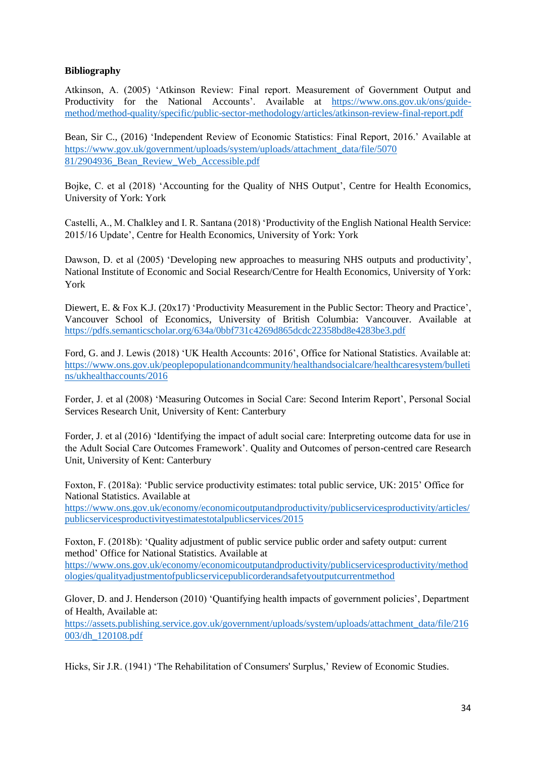**Bibliography**

Atkinson, A. (2005) 'Atkinson Review: Final report. Measurement of Government Output and Productivity for the National Accounts'. Available at https://www.ons.gov.uk/ons/guide-method/method-quality/specific/public-sector-methodology/articles/atkinson-review-final-report.pdf

Bean, Sir C., (2016) 'Independent Review of Economic Statistics: Final Report, 2016.' Available at https://www.gov.uk/government/uploads/system/uploads/attachment_data/file/507081/2904936_Bean_Review_Web_Accessible.pdf

Bojke, C. et al (2018) 'Accounting for the Quality of NHS Output', Centre for Health Economics, University of York: York

Castelli, A., M. Chalkley and I. R. Santana (2018) 'Productivity of the English National Health Service: 2015/16 Update', Centre for Health Economics, University of York: York

Dawson, D. et al (2005) 'Developing new approaches to measuring NHS outputs and productivity', National Institute of Economic and Social Research/Centre for Health Economics, University of York: York

Diewert, E. & Fox K.J. (20x17) 'Productivity Measurement in the Public Sector: Theory and Practice', Vancouver School of Economics, University of British Columbia: Vancouver. Available at https://pdfs.semanticscholar.org/634a/0bbf731c4269d865dcdc22358bd8e4283be3.pdf

Ford, G. and J. Lewis (2018) 'UK Health Accounts: 2016', Office for National Statistics. Available at: https://www.ons.gov.uk/peoplepopulationandcommunity/healthandsocialcare/healthcaresystem/bulletins/ukhealthaccounts/2016

Forder, J. et al (2008) 'Measuring Outcomes in Social Care: Second Interim Report', Personal Social Services Research Unit, University of Kent: Canterbury

Forder, J. et al (2016) 'Identifying the impact of adult social care: Interpreting outcome data for use in the Adult Social Care Outcomes Framework'. Quality and Outcomes of person-centred care Research Unit, University of Kent: Canterbury

Foxton, F. (2018a): 'Public service productivity estimates: total public service, UK: 2015' Office for National Statistics. Available at https://www.ons.gov.uk/economy/economicoutputandproductivity/publicservicesproductivity/articles/publicservicesproductivityestimatestotalpublicservices/2015

Foxton, F. (2018b): 'Quality adjustment of public service public order and safety output: current method' Office for National Statistics. Available at https://www.ons.gov.uk/economy/economicoutputandproductivity/publicservicesproductivity/methodologies/qualityadjustmentofpublicservicepublicorderandsafetyoutputcurrentmethod

Glover, D. and J. Henderson (2010) 'Quantifying health impacts of government policies', Department of Health, Available at: https://assets.publishing.service.gov.uk/government/uploads/system/uploads/attachment_data/file/216003/dh_120108.pdf

Hicks, Sir J.R. (1941) 'The Rehabilitation of Consumers' Surplus,' Review of Economic Studies.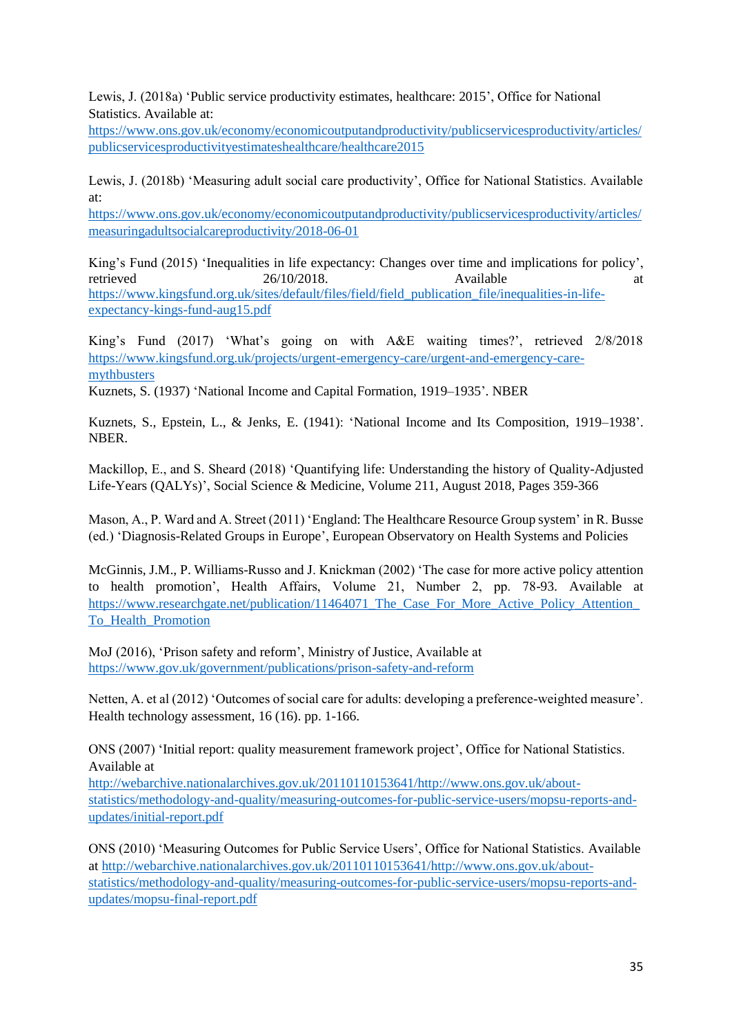Lewis, J. (2018a) 'Public service productivity estimates, healthcare: 2015', Office for National Statistics. Available at: https://www.ons.gov.uk/economy/economicoutputandproductivity/publicservicesproductivity/articles/publicservicesproductivityestimateshealthcare/healthcare2015

Lewis, J. (2018b) 'Measuring adult social care productivity', Office for National Statistics. Available at: https://www.ons.gov.uk/economy/economicoutputandproductivity/publicservicesproductivity/articles/measuringadultsocialcareproductivity/2018-06-01

King's Fund (2015) 'Inequalities in life expectancy: Changes over time and implications for policy', retrieved 26/10/2018. Available at https://www.kingsfund.org.uk/sites/default/files/field/field_publication_file/inequalities-in-life-expectancy-kings-fund-aug15.pdf

King's Fund (2017) 'What's going on with A&E waiting times?', retrieved 2/8/2018 https://www.kingsfund.org.uk/projects/urgent-emergency-care/urgent-and-emergency-care-mythbusters

Kuznets, S. (1937) 'National Income and Capital Formation, 1919–1935'. NBER

Kuznets, S., Epstein, L., & Jenks, E. (1941): 'National Income and Its Composition, 1919–1938'. NBER.

Mackillop, E., and S. Sheard (2018) 'Quantifying life: Understanding the history of Quality-Adjusted Life-Years (QALYs)', Social Science & Medicine, Volume 211, August 2018, Pages 359-366

Mason, A., P. Ward and A. Street (2011) 'England: The Healthcare Resource Group system' in R. Busse (ed.) 'Diagnosis-Related Groups in Europe', European Observatory on Health Systems and Policies

McGinnis, J.M., P. Williams-Russo and J. Knickman (2002) 'The case for more active policy attention to health promotion', Health Affairs, Volume 21, Number 2, pp. 78-93. Available at https://www.researchgate.net/publication/11464071_The_Case_For_More_Active_Policy_Attention_To_Health_Promotion

MoJ (2016), 'Prison safety and reform', Ministry of Justice, Available at https://www.gov.uk/government/publications/prison-safety-and-reform

Netten, A. et al (2012) 'Outcomes of social care for adults: developing a preference-weighted measure'. Health technology assessment, 16 (16). pp. 1-166.

ONS (2007) 'Initial report: quality measurement framework project', Office for National Statistics. Available at http://webarchive.nationalarchives.gov.uk/20110110153641/http://www.ons.gov.uk/about-statistics/methodology-and-quality/measuring-outcomes-for-public-service-users/mopsu-reports-and-updates/initial-report.pdf

ONS (2010) 'Measuring Outcomes for Public Service Users', Office for National Statistics. Available at http://webarchive.nationalarchives.gov.uk/20110110153641/http://www.ons.gov.uk/about-statistics/methodology-and-quality/measuring-outcomes-for-public-service-users/mopsu-reports-and-updates/mopsu-final-report.pdf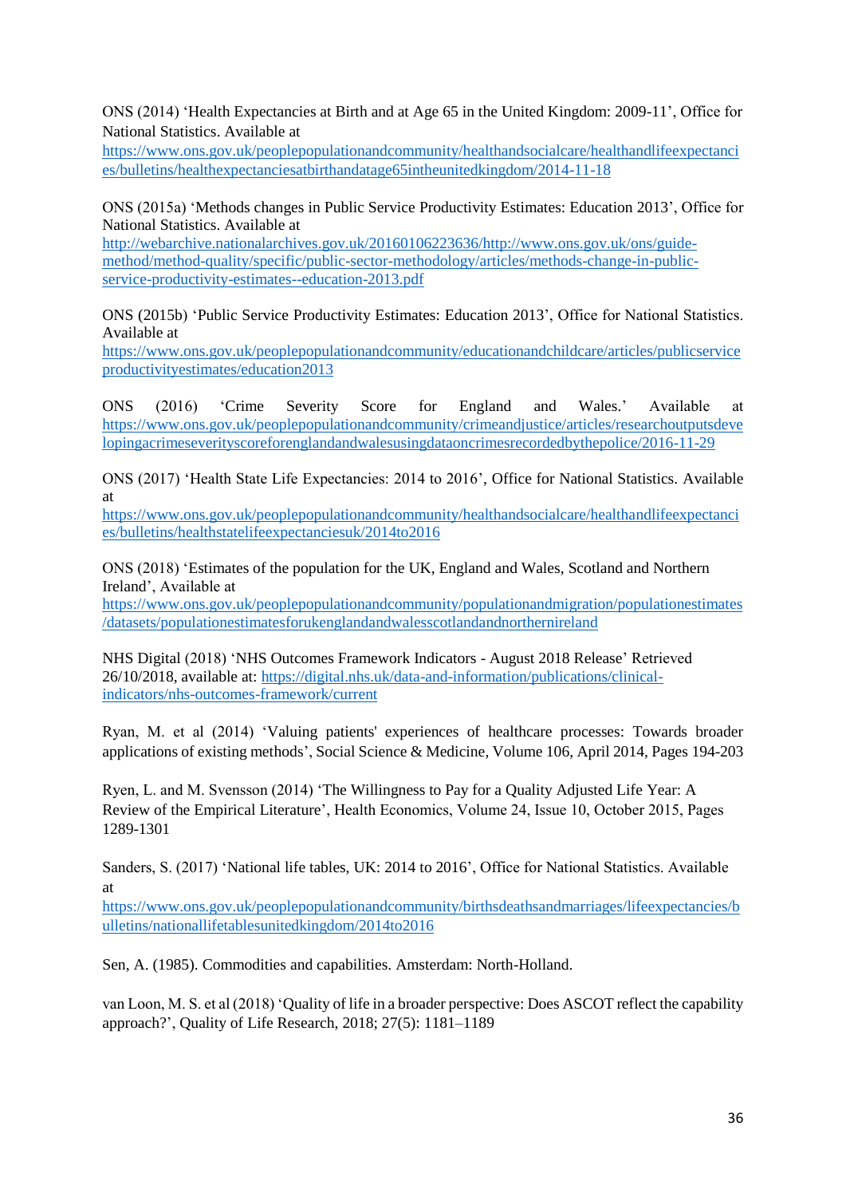ONS (2014) 'Health Expectancies at Birth and at Age 65 in the United Kingdom: 2009-11', Office for National Statistics. Available at https://www.ons.gov.uk/peoplepopulationandcommunity/healthandsocialcare/healthandlifeexpectancies/bulletins/healthexpectanciesatbirthandatage65intheunitedkingdom/2014-11-18

ONS (2015a) 'Methods changes in Public Service Productivity Estimates: Education 2013', Office for National Statistics. Available at http://webarchive.nationalarchives.gov.uk/20160106223636/http://www.ons.gov.uk/ons/guide-method/method-quality/specific/public-sector-methodology/articles/methods-change-in-public-service-productivity-estimates--education-2013.pdf

ONS (2015b) 'Public Service Productivity Estimates: Education 2013', Office for National Statistics. Available at https://www.ons.gov.uk/peoplepopulationandcommunity/educationandchildcare/articles/publicserviceproductivityestimates/education2013

ONS (2016) 'Crime Severity Score for England and Wales.' Available at https://www.ons.gov.uk/peoplepopulationandcommunity/crimeandjustice/articles/researchoutputsdevelopingacrimeseverityscoreforenglandandwalesusingdataoncrimesrecordedbythepolice/2016-11-29

ONS (2017) 'Health State Life Expectancies: 2014 to 2016', Office for National Statistics. Available at https://www.ons.gov.uk/peoplepopulationandcommunity/healthandsocialcare/healthandlifeexpectancies/bulletins/healthstatelifeexpectanciesuk/2014to2016

ONS (2018) 'Estimates of the population for the UK, England and Wales, Scotland and Northern Ireland', Available at https://www.ons.gov.uk/peoplepopulationandcommunity/populationandmigration/populationestimates/datasets/populationestimatesforukenglandandwalesscotlandandnorthernireland

NHS Digital (2018) 'NHS Outcomes Framework Indicators - August 2018 Release' Retrieved 26/10/2018, available at: https://digital.nhs.uk/data-and-information/publications/clinical-indicators/nhs-outcomes-framework/current

Ryan, M. et al (2014) 'Valuing patients' experiences of healthcare processes: Towards broader applications of existing methods', Social Science & Medicine, Volume 106, April 2014, Pages 194-203

Ryen, L. and M. Svensson (2014) 'The Willingness to Pay for a Quality Adjusted Life Year: A Review of the Empirical Literature', Health Economics, Volume 24, Issue 10, October 2015, Pages 1289-1301

Sanders, S. (2017) 'National life tables, UK: 2014 to 2016', Office for National Statistics. Available at https://www.ons.gov.uk/peoplepopulationandcommunity/birthsdeathsandmarriages/lifeexpectancies/bulletins/nationallifetablesunitedkingdom/2014to2016

Sen, A. (1985). Commodities and capabilities. Amsterdam: North-Holland.

van Loon, M. S. et al (2018) 'Quality of life in a broader perspective: Does ASCOT reflect the capability approach?', Quality of Life Research, 2018; 27(5): 1181–1189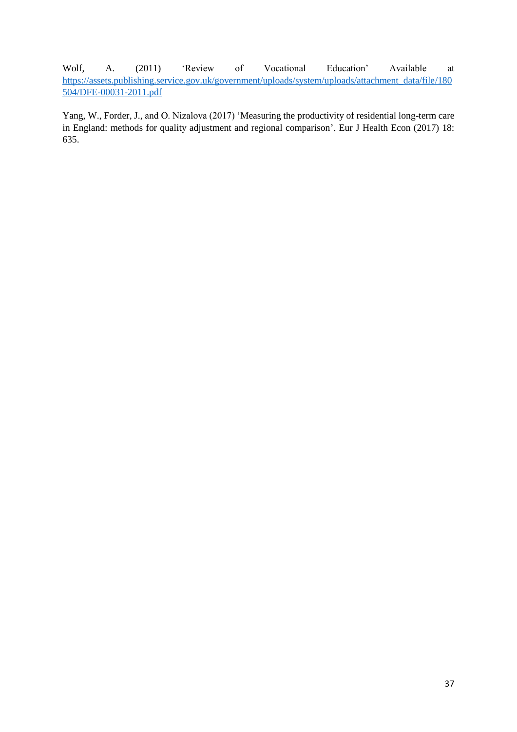Wolf, A. (2011) 'Review of Vocational Education' Available at https://assets.publishing.service.gov.uk/government/uploads/system/uploads/attachment_data/file/180504/DFE-00031-2011.pdf

Yang, W., Forder, J., and O. Nizalova (2017) 'Measuring the productivity of residential long-term care in England: methods for quality adjustment and regional comparison', Eur J Health Econ (2017) 18: 635.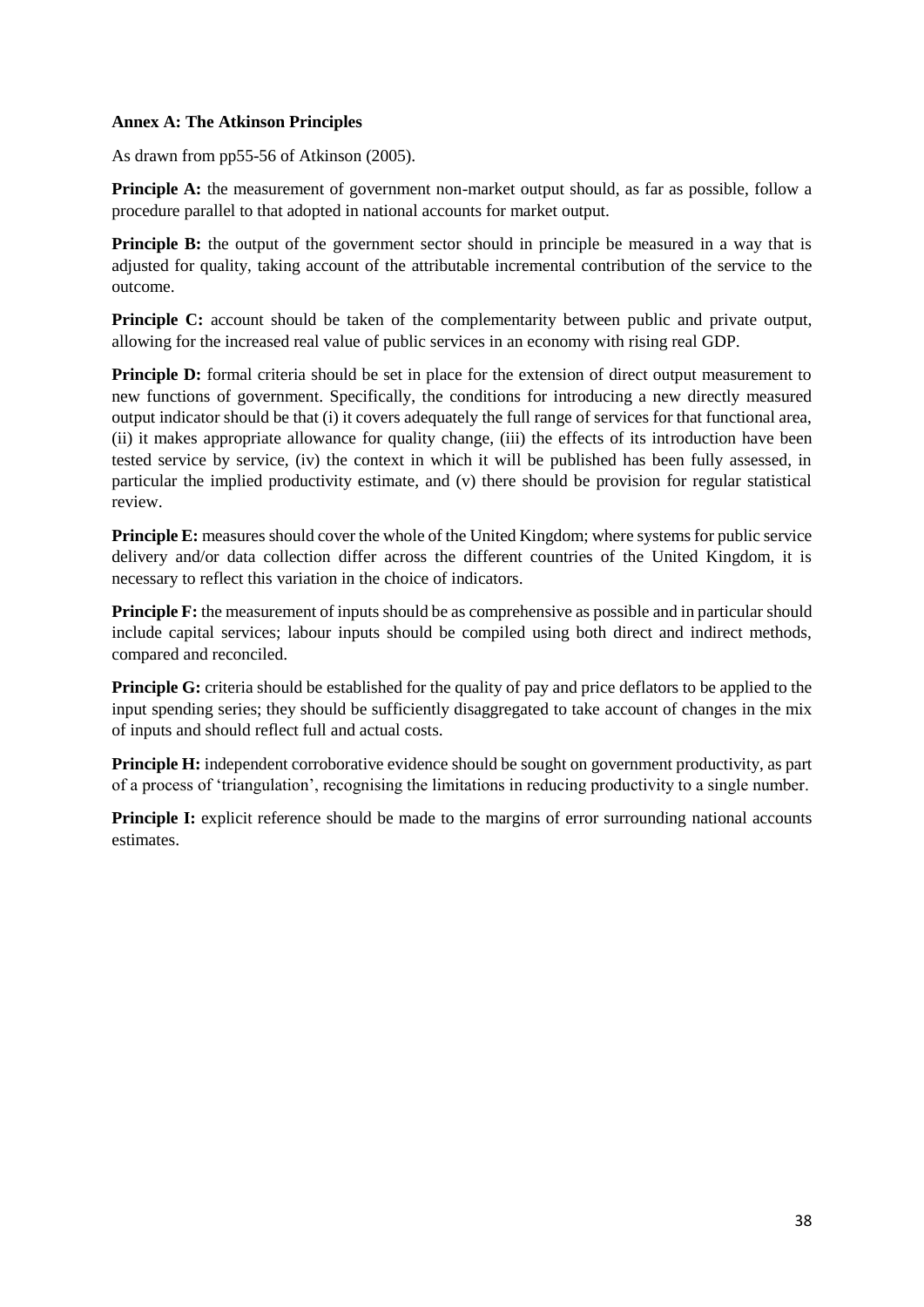**Annex A: The Atkinson Principles**

As drawn from pp55-56 of Atkinson (2005).

**Principle A:** the measurement of government non-market output should, as far as possible, follow a procedure parallel to that adopted in national accounts for market output.

**Principle B:** the output of the government sector should in principle be measured in a way that is adjusted for quality, taking account of the attributable incremental contribution of the service to the outcome.

**Principle C:** account should be taken of the complementarity between public and private output, allowing for the increased real value of public services in an economy with rising real GDP.

**Principle D:** formal criteria should be set in place for the extension of direct output measurement to new functions of government. Specifically, the conditions for introducing a new directly measured output indicator should be that (i) it covers adequately the full range of services for that functional area, (ii) it makes appropriate allowance for quality change, (iii) the effects of its introduction have been tested service by service, (iv) the context in which it will be published has been fully assessed, in particular the implied productivity estimate, and (v) there should be provision for regular statistical review.

**Principle E:** measures should cover the whole of the United Kingdom; where systems for public service delivery and/or data collection differ across the different countries of the United Kingdom, it is necessary to reflect this variation in the choice of indicators.

**Principle F:** the measurement of inputs should be as comprehensive as possible and in particular should include capital services; labour inputs should be compiled using both direct and indirect methods, compared and reconciled.

**Principle G:** criteria should be established for the quality of pay and price deflators to be applied to the input spending series; they should be sufficiently disaggregated to take account of changes in the mix of inputs and should reflect full and actual costs.

**Principle H:** independent corroborative evidence should be sought on government productivity, as part of a process of 'triangulation', recognising the limitations in reducing productivity to a single number.

**Principle I:** explicit reference should be made to the margins of error surrounding national accounts estimates.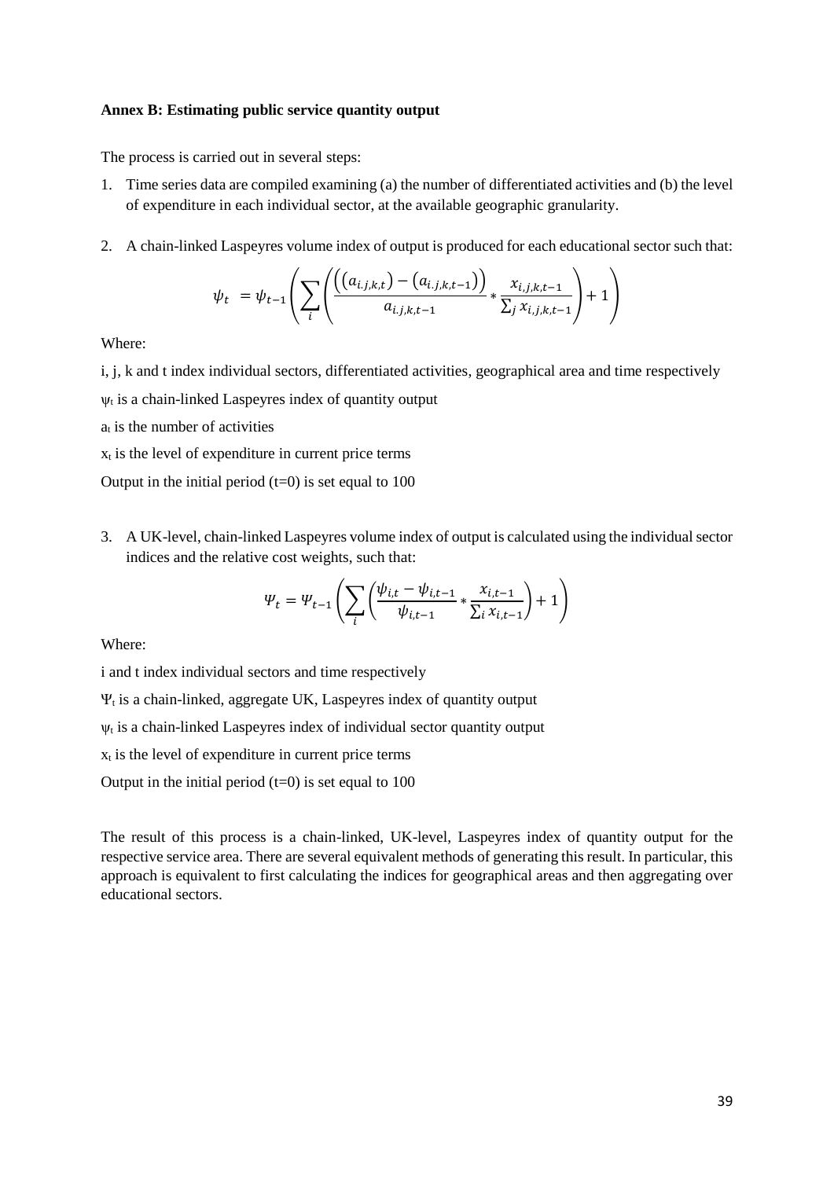**Annex B: Estimating public service quantity output**

The process is carried out in several steps:

1. Time series data are compiled examining (a) the number of differentiated activities and (b) the level of expenditure in each individual sector, at the available geographic granularity.

2. A chain-linked Laspeyres volume index of output is produced for each educational sector such that:

$$\psi_t = \psi_{t-1}\left(\sum_i \left(\frac{\left((a_{i.j,k,t}) - (a_{i.j,k,t-1})\right)}{a_{i.j,k,t-1}} * \frac{x_{i,j,k,t-1}}{\sum_j x_{i,j,k,t-1}}\right) + 1\right)$$

Where:

i, j, k and t index individual sectors, differentiated activities, geographical area and time respectively

$\psi_t$ is a chain-linked Laspeyres index of quantity output

$a_t$ is the number of activities

$x_t$ is the level of expenditure in current price terms

Output in the initial period (t=0) is set equal to 100

3. A UK-level, chain-linked Laspeyres volume index of output is calculated using the individual sector indices and the relative cost weights, such that:

$$\Psi_t = \Psi_{t-1}\left(\sum_i \left(\frac{\psi_{i,t} - \psi_{i,t-1}}{\psi_{i,t-1}} * \frac{x_{i,t-1}}{\sum_i x_{i,t-1}}\right) + 1\right)$$

Where:

i and t index individual sectors and time respectively

$\Psi_t$ is a chain-linked, aggregate UK, Laspeyres index of quantity output

$\psi_t$ is a chain-linked Laspeyres index of individual sector quantity output

$x_t$ is the level of expenditure in current price terms

Output in the initial period (t=0) is set equal to 100

The result of this process is a chain-linked, UK-level, Laspeyres index of quantity output for the respective service area. There are several equivalent methods of generating this result. In particular, this approach is equivalent to first calculating the indices for geographical areas and then aggregating over educational sectors.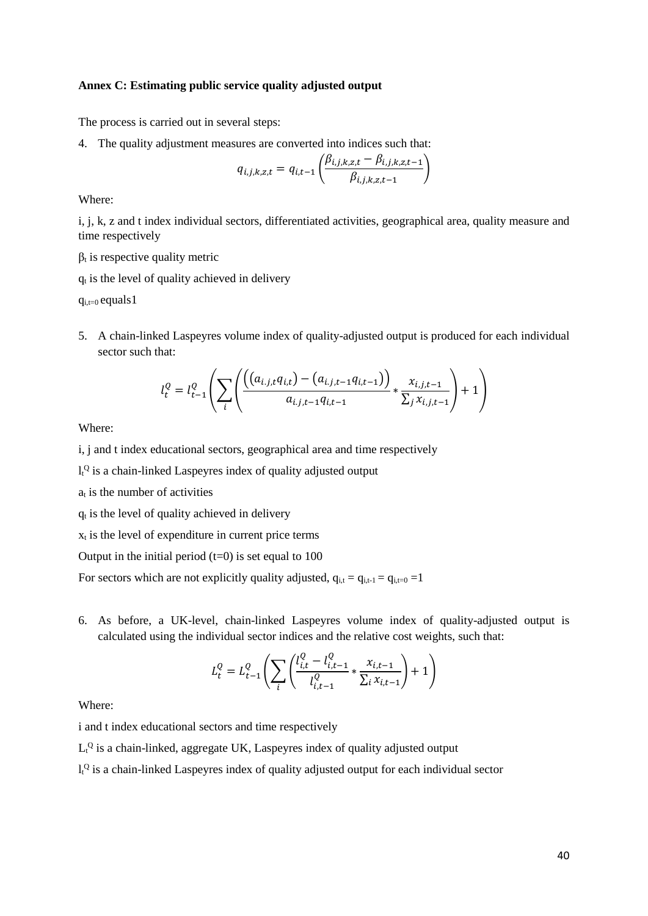**Annex C: Estimating public service quality adjusted output**

The process is carried out in several steps:

4. The quality adjustment measures are converted into indices such that:

$$q_{i,j,k,z,t} = q_{i,t-1}\left(\frac{\beta_{i,j,k,z,t} - \beta_{i,j,k,z,t-1}}{\beta_{i,j,k,z,t-1}}\right)$$

Where:

i, j, k, z and t index individual sectors, differentiated activities, geographical area, quality measure and time respectively

$\beta_t$ is respective quality metric

$q_t$ is the level of quality achieved in delivery

$q_{i,t=0}$ equals1

5. A chain-linked Laspeyres volume index of quality-adjusted output is produced for each individual sector such that:

$$l_t^Q = l_{t-1}^Q\left(\sum_i\left(\frac{\left((a_{i.j,t}q_{i,t}) - (a_{i.j,t-1}q_{i,t-1})\right)}{a_{i.j,t-1}q_{i,t-1}} * \frac{x_{i,j,t-1}}{\sum_j x_{i,j,t-1}}\right) + 1\right)$$

Where:

i, j and t index educational sectors, geographical area and time respectively

$l_t^Q$ is a chain-linked Laspeyres index of quality adjusted output

$a_t$ is the number of activities

$q_t$ is the level of quality achieved in delivery

$x_t$ is the level of expenditure in current price terms

Output in the initial period (t=0) is set equal to 100

For sectors which are not explicitly quality adjusted, $q_{i,t} = q_{i,t-1} = q_{i,t=0} = 1$

6. As before, a UK-level, chain-linked Laspeyres volume index of quality-adjusted output is calculated using the individual sector indices and the relative cost weights, such that:

$$L_t^Q = L_{t-1}^Q\left(\sum_i\left(\frac{l_{i,t}^Q - l_{i,t-1}^Q}{l_{i,t-1}^Q} * \frac{x_{i,t-1}}{\sum_i x_{i,t-1}}\right) + 1\right)$$

Where:

i and t index educational sectors and time respectively

$L_t^Q$ is a chain-linked, aggregate UK, Laspeyres index of quality adjusted output

$l_t^Q$ is a chain-linked Laspeyres index of quality adjusted output for each individual sector